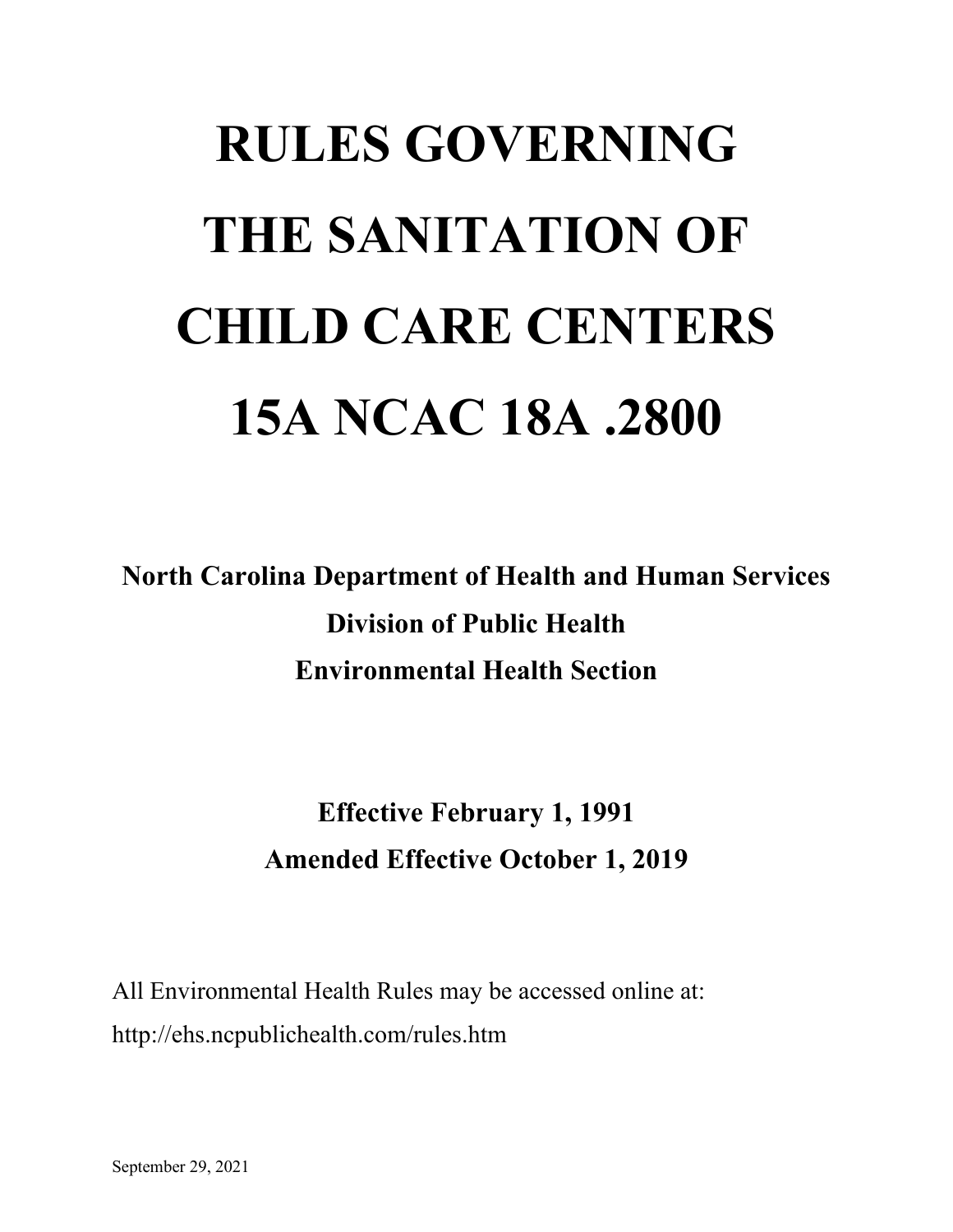# RULES GOVERNING THE SANITATION OF CHILD CARE CENTERS 15A NCAC 18A .2800

**North Carolina Department of Health and Human Services**

**Division of Public Health**

**Environmental Health Section**

**Effective February 1, 1991**

**Amended Effective October 1, 2019**

All Environmental Health Rules may be accessed online at:
http://ehs.ncpublichealth.com/rules.htm

September 29, 2021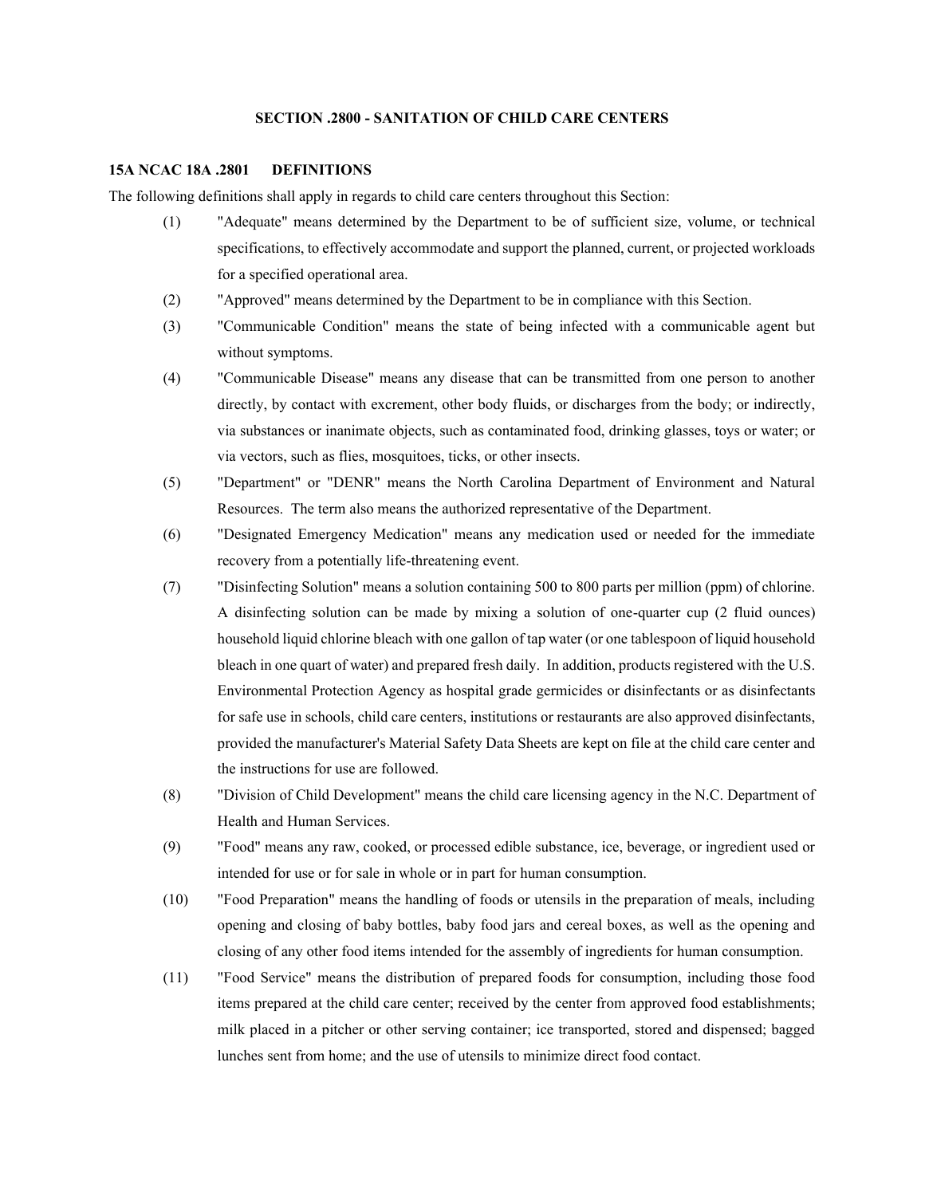# SECTION .2800 - SANITATION OF CHILD CARE CENTERS

## 15A NCAC 18A .2801 DEFINITIONS

The following definitions shall apply in regards to child care centers throughout this Section:

(1) "Adequate" means determined by the Department to be of sufficient size, volume, or technical specifications, to effectively accommodate and support the planned, current, or projected workloads for a specified operational area.

(2) "Approved" means determined by the Department to be in compliance with this Section.

(3) "Communicable Condition" means the state of being infected with a communicable agent but without symptoms.

(4) "Communicable Disease" means any disease that can be transmitted from one person to another directly, by contact with excrement, other body fluids, or discharges from the body; or indirectly, via substances or inanimate objects, such as contaminated food, drinking glasses, toys or water; or via vectors, such as flies, mosquitoes, ticks, or other insects.

(5) "Department" or "DENR" means the North Carolina Department of Environment and Natural Resources. The term also means the authorized representative of the Department.

(6) "Designated Emergency Medication" means any medication used or needed for the immediate recovery from a potentially life-threatening event.

(7) "Disinfecting Solution" means a solution containing 500 to 800 parts per million (ppm) of chlorine. A disinfecting solution can be made by mixing a solution of one-quarter cup (2 fluid ounces) household liquid chlorine bleach with one gallon of tap water (or one tablespoon of liquid household bleach in one quart of water) and prepared fresh daily. In addition, products registered with the U.S. Environmental Protection Agency as hospital grade germicides or disinfectants or as disinfectants for safe use in schools, child care centers, institutions or restaurants are also approved disinfectants, provided the manufacturer's Material Safety Data Sheets are kept on file at the child care center and the instructions for use are followed.

(8) "Division of Child Development" means the child care licensing agency in the N.C. Department of Health and Human Services.

(9) "Food" means any raw, cooked, or processed edible substance, ice, beverage, or ingredient used or intended for use or for sale in whole or in part for human consumption.

(10) "Food Preparation" means the handling of foods or utensils in the preparation of meals, including opening and closing of baby bottles, baby food jars and cereal boxes, as well as the opening and closing of any other food items intended for the assembly of ingredients for human consumption.

(11) "Food Service" means the distribution of prepared foods for consumption, including those food items prepared at the child care center; received by the center from approved food establishments; milk placed in a pitcher or other serving container; ice transported, stored and dispensed; bagged lunches sent from home; and the use of utensils to minimize direct food contact.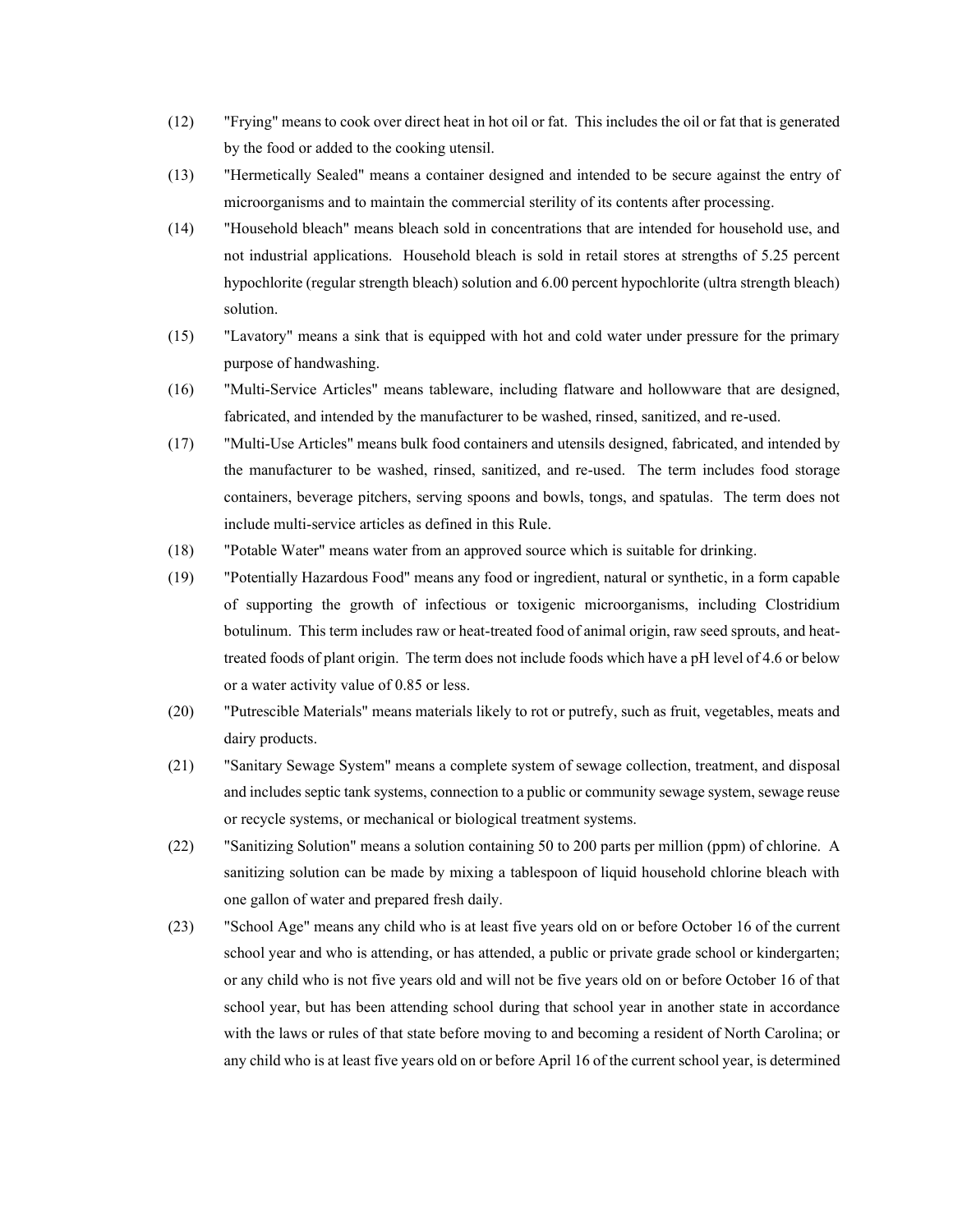(12) "Frying" means to cook over direct heat in hot oil or fat. This includes the oil or fat that is generated by the food or added to the cooking utensil.

(13) "Hermetically Sealed" means a container designed and intended to be secure against the entry of microorganisms and to maintain the commercial sterility of its contents after processing.

(14) "Household bleach" means bleach sold in concentrations that are intended for household use, and not industrial applications. Household bleach is sold in retail stores at strengths of 5.25 percent hypochlorite (regular strength bleach) solution and 6.00 percent hypochlorite (ultra strength bleach) solution.

(15) "Lavatory" means a sink that is equipped with hot and cold water under pressure for the primary purpose of handwashing.

(16) "Multi-Service Articles" means tableware, including flatware and hollowware that are designed, fabricated, and intended by the manufacturer to be washed, rinsed, sanitized, and re-used.

(17) "Multi-Use Articles" means bulk food containers and utensils designed, fabricated, and intended by the manufacturer to be washed, rinsed, sanitized, and re-used. The term includes food storage containers, beverage pitchers, serving spoons and bowls, tongs, and spatulas. The term does not include multi-service articles as defined in this Rule.

(18) "Potable Water" means water from an approved source which is suitable for drinking.

(19) "Potentially Hazardous Food" means any food or ingredient, natural or synthetic, in a form capable of supporting the growth of infectious or toxigenic microorganisms, including Clostridium botulinum. This term includes raw or heat-treated food of animal origin, raw seed sprouts, and heat-treated foods of plant origin. The term does not include foods which have a pH level of 4.6 or below or a water activity value of 0.85 or less.

(20) "Putrescible Materials" means materials likely to rot or putrefy, such as fruit, vegetables, meats and dairy products.

(21) "Sanitary Sewage System" means a complete system of sewage collection, treatment, and disposal and includes septic tank systems, connection to a public or community sewage system, sewage reuse or recycle systems, or mechanical or biological treatment systems.

(22) "Sanitizing Solution" means a solution containing 50 to 200 parts per million (ppm) of chlorine. A sanitizing solution can be made by mixing a tablespoon of liquid household chlorine bleach with one gallon of water and prepared fresh daily.

(23) "School Age" means any child who is at least five years old on or before October 16 of the current school year and who is attending, or has attended, a public or private grade school or kindergarten; or any child who is not five years old and will not be five years old on or before October 16 of that school year, but has been attending school during that school year in another state in accordance with the laws or rules of that state before moving to and becoming a resident of North Carolina; or any child who is at least five years old on or before April 16 of the current school year, is determined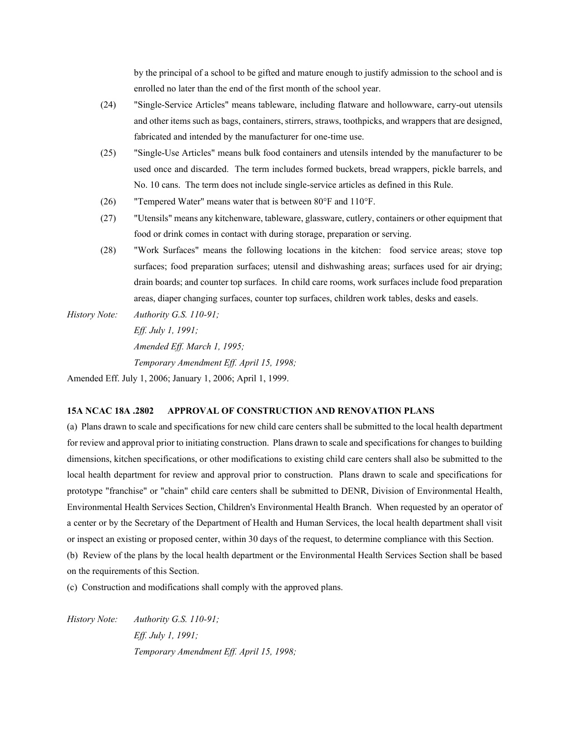by the principal of a school to be gifted and mature enough to justify admission to the school and is enrolled no later than the end of the first month of the school year.

(24) "Single-Service Articles" means tableware, including flatware and hollowware, carry-out utensils and other items such as bags, containers, stirrers, straws, toothpicks, and wrappers that are designed, fabricated and intended by the manufacturer for one-time use.

(25) "Single-Use Articles" means bulk food containers and utensils intended by the manufacturer to be used once and discarded. The term includes formed buckets, bread wrappers, pickle barrels, and No. 10 cans. The term does not include single-service articles as defined in this Rule.

(26) "Tempered Water" means water that is between 80°F and 110°F.

(27) "Utensils" means any kitchenware, tableware, glassware, cutlery, containers or other equipment that food or drink comes in contact with during storage, preparation or serving.

(28) "Work Surfaces" means the following locations in the kitchen: food service areas; stove top surfaces; food preparation surfaces; utensil and dishwashing areas; surfaces used for air drying; drain boards; and counter top surfaces. In child care rooms, work surfaces include food preparation areas, diaper changing surfaces, counter top surfaces, children work tables, desks and easels.

*History Note: Authority G.S. 110-91;*
*Eff. July 1, 1991;*
*Amended Eff. March 1, 1995;*
*Temporary Amendment Eff. April 15, 1998;*
Amended Eff. July 1, 2006; January 1, 2006; April 1, 1999.

### 15A NCAC 18A .2802 APPROVAL OF CONSTRUCTION AND RENOVATION PLANS

(a) Plans drawn to scale and specifications for new child care centers shall be submitted to the local health department for review and approval prior to initiating construction. Plans drawn to scale and specifications for changes to building dimensions, kitchen specifications, or other modifications to existing child care centers shall also be submitted to the local health department for review and approval prior to construction. Plans drawn to scale and specifications for prototype "franchise" or "chain" child care centers shall be submitted to DENR, Division of Environmental Health, Environmental Health Services Section, Children's Environmental Health Branch. When requested by an operator of a center or by the Secretary of the Department of Health and Human Services, the local health department shall visit or inspect an existing or proposed center, within 30 days of the request, to determine compliance with this Section.

(b) Review of the plans by the local health department or the Environmental Health Services Section shall be based on the requirements of this Section.

(c) Construction and modifications shall comply with the approved plans.

*History Note: Authority G.S. 110-91;*
*Eff. July 1, 1991;*
*Temporary Amendment Eff. April 15, 1998;*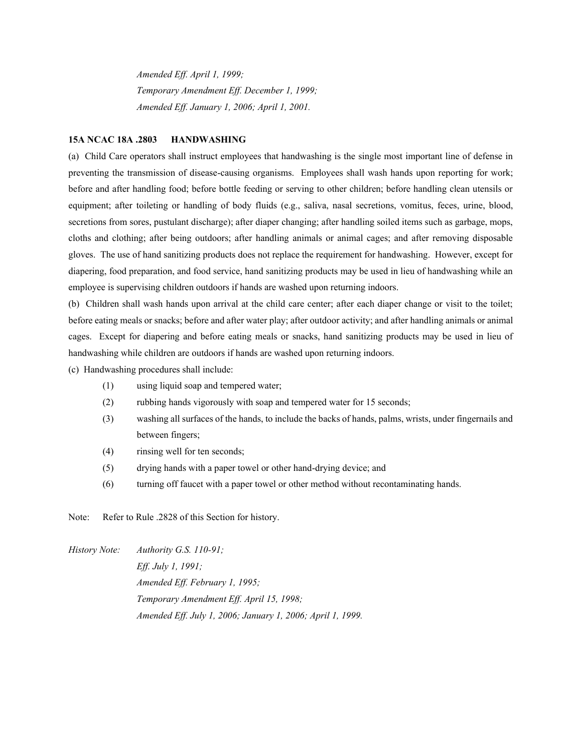*Amended Eff. April 1, 1999;*
*Temporary Amendment Eff. December 1, 1999;*
*Amended Eff. January 1, 2006; April 1, 2001.*

**15A NCAC 18A .2803 HANDWASHING**

(a) Child Care operators shall instruct employees that handwashing is the single most important line of defense in preventing the transmission of disease-causing organisms. Employees shall wash hands upon reporting for work; before and after handling food; before bottle feeding or serving to other children; before handling clean utensils or equipment; after toileting or handling of body fluids (e.g., saliva, nasal secretions, vomitus, feces, urine, blood, secretions from sores, pustulant discharge); after diaper changing; after handling soiled items such as garbage, mops, cloths and clothing; after being outdoors; after handling animals or animal cages; and after removing disposable gloves. The use of hand sanitizing products does not replace the requirement for handwashing. However, except for diapering, food preparation, and food service, hand sanitizing products may be used in lieu of handwashing while an employee is supervising children outdoors if hands are washed upon returning indoors.

(b) Children shall wash hands upon arrival at the child care center; after each diaper change or visit to the toilet; before eating meals or snacks; before and after water play; after outdoor activity; and after handling animals or animal cages. Except for diapering and before eating meals or snacks, hand sanitizing products may be used in lieu of handwashing while children are outdoors if hands are washed upon returning indoors.

(c) Handwashing procedures shall include:

- (1) using liquid soap and tempered water;
- (2) rubbing hands vigorously with soap and tempered water for 15 seconds;
- (3) washing all surfaces of the hands, to include the backs of hands, palms, wrists, under fingernails and between fingers;
- (4) rinsing well for ten seconds;
- (5) drying hands with a paper towel or other hand-drying device; and
- (6) turning off faucet with a paper towel or other method without recontaminating hands.

Note: Refer to Rule .2828 of this Section for history.

*History Note: Authority G.S. 110-91;*
*Eff. July 1, 1991;*
*Amended Eff. February 1, 1995;*
*Temporary Amendment Eff. April 15, 1998;*
*Amended Eff. July 1, 2006; January 1, 2006; April 1, 1999.*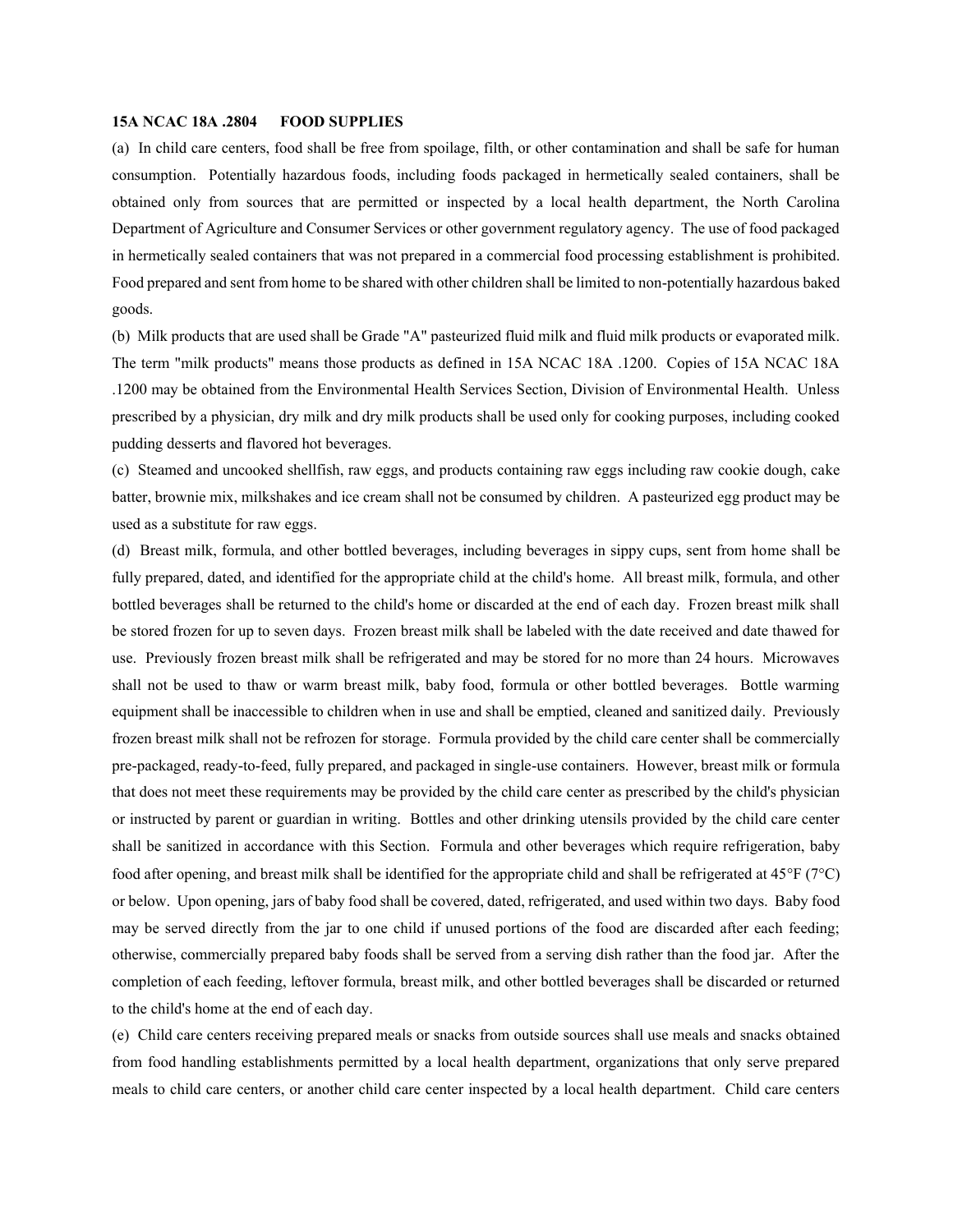**15A NCAC 18A .2804 FOOD SUPPLIES**

(a) In child care centers, food shall be free from spoilage, filth, or other contamination and shall be safe for human consumption. Potentially hazardous foods, including foods packaged in hermetically sealed containers, shall be obtained only from sources that are permitted or inspected by a local health department, the North Carolina Department of Agriculture and Consumer Services or other government regulatory agency. The use of food packaged in hermetically sealed containers that was not prepared in a commercial food processing establishment is prohibited. Food prepared and sent from home to be shared with other children shall be limited to non-potentially hazardous baked goods.

(b) Milk products that are used shall be Grade "A" pasteurized fluid milk and fluid milk products or evaporated milk. The term "milk products" means those products as defined in 15A NCAC 18A .1200. Copies of 15A NCAC 18A .1200 may be obtained from the Environmental Health Services Section, Division of Environmental Health. Unless prescribed by a physician, dry milk and dry milk products shall be used only for cooking purposes, including cooked pudding desserts and flavored hot beverages.

(c) Steamed and uncooked shellfish, raw eggs, and products containing raw eggs including raw cookie dough, cake batter, brownie mix, milkshakes and ice cream shall not be consumed by children. A pasteurized egg product may be used as a substitute for raw eggs.

(d) Breast milk, formula, and other bottled beverages, including beverages in sippy cups, sent from home shall be fully prepared, dated, and identified for the appropriate child at the child's home. All breast milk, formula, and other bottled beverages shall be returned to the child's home or discarded at the end of each day. Frozen breast milk shall be stored frozen for up to seven days. Frozen breast milk shall be labeled with the date received and date thawed for use. Previously frozen breast milk shall be refrigerated and may be stored for no more than 24 hours. Microwaves shall not be used to thaw or warm breast milk, baby food, formula or other bottled beverages. Bottle warming equipment shall be inaccessible to children when in use and shall be emptied, cleaned and sanitized daily. Previously frozen breast milk shall not be refrozen for storage. Formula provided by the child care center shall be commercially pre-packaged, ready-to-feed, fully prepared, and packaged in single-use containers. However, breast milk or formula that does not meet these requirements may be provided by the child care center as prescribed by the child's physician or instructed by parent or guardian in writing. Bottles and other drinking utensils provided by the child care center shall be sanitized in accordance with this Section. Formula and other beverages which require refrigeration, baby food after opening, and breast milk shall be identified for the appropriate child and shall be refrigerated at 45°F (7°C) or below. Upon opening, jars of baby food shall be covered, dated, refrigerated, and used within two days. Baby food may be served directly from the jar to one child if unused portions of the food are discarded after each feeding; otherwise, commercially prepared baby foods shall be served from a serving dish rather than the food jar. After the completion of each feeding, leftover formula, breast milk, and other bottled beverages shall be discarded or returned to the child's home at the end of each day.

(e) Child care centers receiving prepared meals or snacks from outside sources shall use meals and snacks obtained from food handling establishments permitted by a local health department, organizations that only serve prepared meals to child care centers, or another child care center inspected by a local health department. Child care centers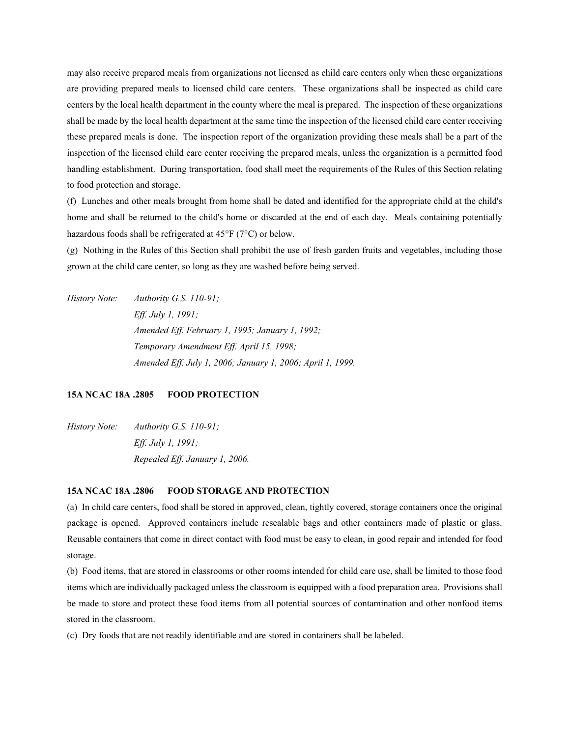may also receive prepared meals from organizations not licensed as child care centers only when these organizations are providing prepared meals to licensed child care centers. These organizations shall be inspected as child care centers by the local health department in the county where the meal is prepared. The inspection of these organizations shall be made by the local health department at the same time the inspection of the licensed child care center receiving these prepared meals is done. The inspection report of the organization providing these meals shall be a part of the inspection of the licensed child care center receiving the prepared meals, unless the organization is a permitted food handling establishment. During transportation, food shall meet the requirements of the Rules of this Section relating to food protection and storage.

(f) Lunches and other meals brought from home shall be dated and identified for the appropriate child at the child's home and shall be returned to the child's home or discarded at the end of each day. Meals containing potentially hazardous foods shall be refrigerated at 45°F (7°C) or below.

(g) Nothing in the Rules of this Section shall prohibit the use of fresh garden fruits and vegetables, including those grown at the child care center, so long as they are washed before being served.

*History Note: Authority G.S. 110-91;*
*Eff. July 1, 1991;*
*Amended Eff. February 1, 1995; January 1, 1992;*
*Temporary Amendment Eff. April 15, 1998;*
*Amended Eff. July 1, 2006; January 1, 2006; April 1, 1999.*

**15A NCAC 18A .2805 FOOD PROTECTION**

*History Note: Authority G.S. 110-91;*
*Eff. July 1, 1991;*
*Repealed Eff. January 1, 2006.*

**15A NCAC 18A .2806 FOOD STORAGE AND PROTECTION**

(a) In child care centers, food shall be stored in approved, clean, tightly covered, storage containers once the original package is opened. Approved containers include resealable bags and other containers made of plastic or glass. Reusable containers that come in direct contact with food must be easy to clean, in good repair and intended for food storage.

(b) Food items, that are stored in classrooms or other rooms intended for child care use, shall be limited to those food items which are individually packaged unless the classroom is equipped with a food preparation area. Provisions shall be made to store and protect these food items from all potential sources of contamination and other nonfood items stored in the classroom.

(c) Dry foods that are not readily identifiable and are stored in containers shall be labeled.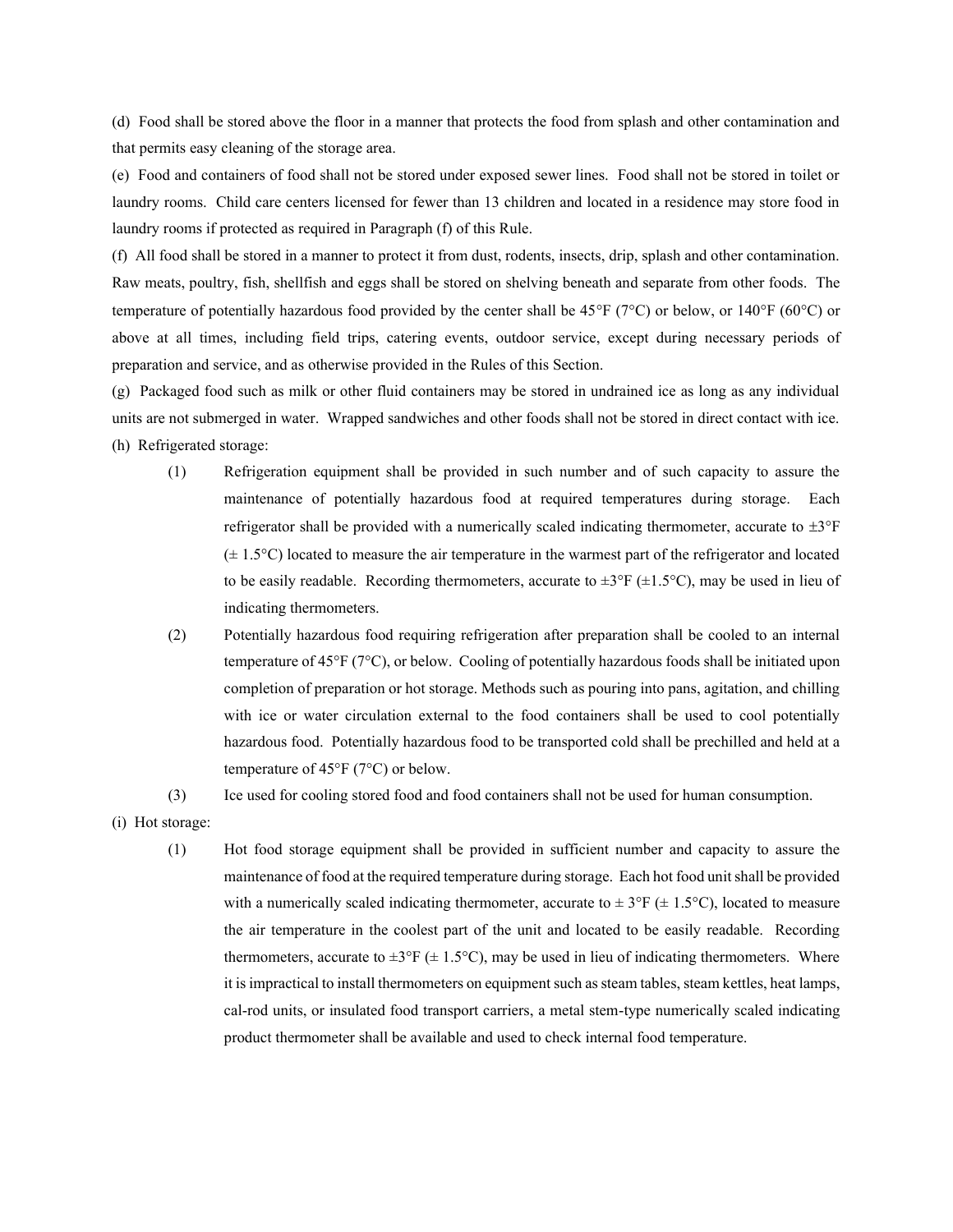(d) Food shall be stored above the floor in a manner that protects the food from splash and other contamination and that permits easy cleaning of the storage area.

(e) Food and containers of food shall not be stored under exposed sewer lines. Food shall not be stored in toilet or laundry rooms. Child care centers licensed for fewer than 13 children and located in a residence may store food in laundry rooms if protected as required in Paragraph (f) of this Rule.

(f) All food shall be stored in a manner to protect it from dust, rodents, insects, drip, splash and other contamination. Raw meats, poultry, fish, shellfish and eggs shall be stored on shelving beneath and separate from other foods. The temperature of potentially hazardous food provided by the center shall be 45°F (7°C) or below, or 140°F (60°C) or above at all times, including field trips, catering events, outdoor service, except during necessary periods of preparation and service, and as otherwise provided in the Rules of this Section.

(g) Packaged food such as milk or other fluid containers may be stored in undrained ice as long as any individual units are not submerged in water. Wrapped sandwiches and other foods shall not be stored in direct contact with ice.

(h) Refrigerated storage:

(1) Refrigeration equipment shall be provided in such number and of such capacity to assure the maintenance of potentially hazardous food at required temperatures during storage. Each refrigerator shall be provided with a numerically scaled indicating thermometer, accurate to ±3°F (± 1.5°C) located to measure the air temperature in the warmest part of the refrigerator and located to be easily readable. Recording thermometers, accurate to ±3°F (±1.5°C), may be used in lieu of indicating thermometers.

(2) Potentially hazardous food requiring refrigeration after preparation shall be cooled to an internal temperature of 45°F (7°C), or below. Cooling of potentially hazardous foods shall be initiated upon completion of preparation or hot storage. Methods such as pouring into pans, agitation, and chilling with ice or water circulation external to the food containers shall be used to cool potentially hazardous food. Potentially hazardous food to be transported cold shall be prechilled and held at a temperature of 45°F (7°C) or below.

(3) Ice used for cooling stored food and food containers shall not be used for human consumption.

(i) Hot storage:

(1) Hot food storage equipment shall be provided in sufficient number and capacity to assure the maintenance of food at the required temperature during storage. Each hot food unit shall be provided with a numerically scaled indicating thermometer, accurate to ± 3°F (± 1.5°C), located to measure the air temperature in the coolest part of the unit and located to be easily readable. Recording thermometers, accurate to ±3°F (± 1.5°C), may be used in lieu of indicating thermometers. Where it is impractical to install thermometers on equipment such as steam tables, steam kettles, heat lamps, cal-rod units, or insulated food transport carriers, a metal stem-type numerically scaled indicating product thermometer shall be available and used to check internal food temperature.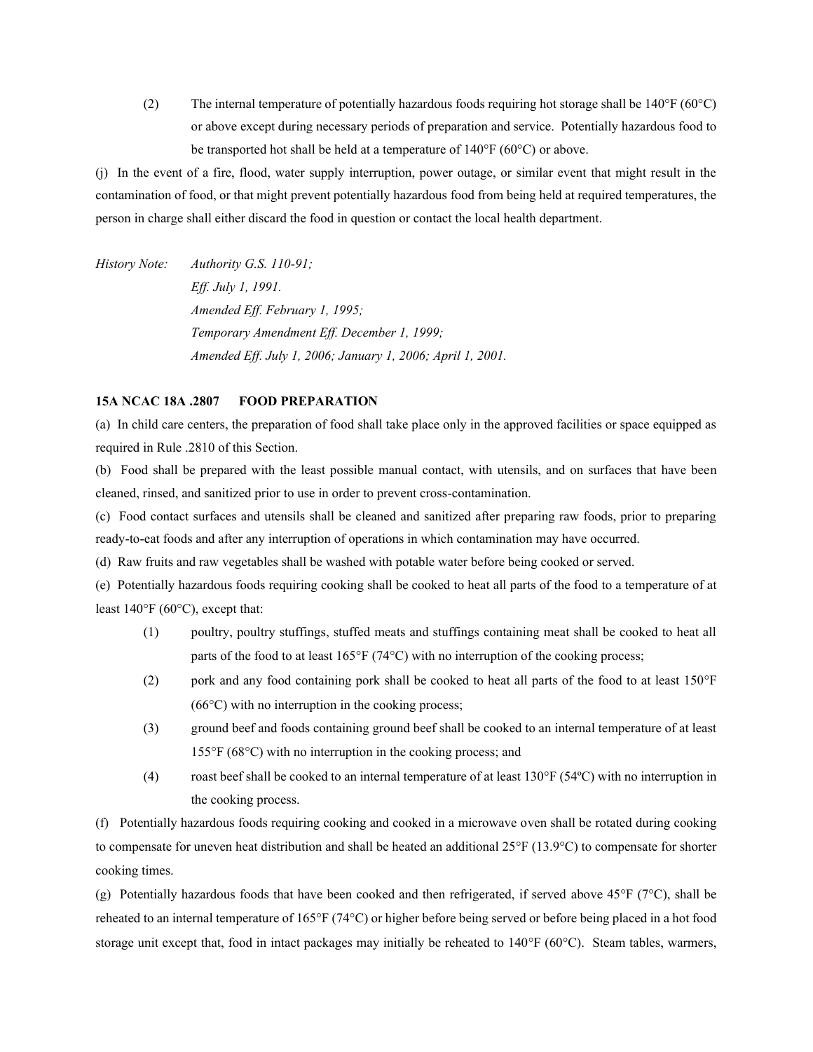(2) The internal temperature of potentially hazardous foods requiring hot storage shall be 140°F (60°C) or above except during necessary periods of preparation and service. Potentially hazardous food to be transported hot shall be held at a temperature of 140°F (60°C) or above.

(j) In the event of a fire, flood, water supply interruption, power outage, or similar event that might result in the contamination of food, or that might prevent potentially hazardous food from being held at required temperatures, the person in charge shall either discard the food in question or contact the local health department.

*History Note: Authority G.S. 110-91;*
*Eff. July 1, 1991.*
*Amended Eff. February 1, 1995;*
*Temporary Amendment Eff. December 1, 1999;*
*Amended Eff. July 1, 2006; January 1, 2006; April 1, 2001.*

**15A NCAC 18A .2807 FOOD PREPARATION**

(a) In child care centers, the preparation of food shall take place only in the approved facilities or space equipped as required in Rule .2810 of this Section.

(b) Food shall be prepared with the least possible manual contact, with utensils, and on surfaces that have been cleaned, rinsed, and sanitized prior to use in order to prevent cross-contamination.

(c) Food contact surfaces and utensils shall be cleaned and sanitized after preparing raw foods, prior to preparing ready-to-eat foods and after any interruption of operations in which contamination may have occurred.

(d) Raw fruits and raw vegetables shall be washed with potable water before being cooked or served.

(e) Potentially hazardous foods requiring cooking shall be cooked to heat all parts of the food to a temperature of at least 140°F (60°C), except that:

(1) poultry, poultry stuffings, stuffed meats and stuffings containing meat shall be cooked to heat all parts of the food to at least 165°F (74°C) with no interruption of the cooking process;

(2) pork and any food containing pork shall be cooked to heat all parts of the food to at least 150°F (66°C) with no interruption in the cooking process;

(3) ground beef and foods containing ground beef shall be cooked to an internal temperature of at least 155°F (68°C) with no interruption in the cooking process; and

(4) roast beef shall be cooked to an internal temperature of at least 130°F (54ºC) with no interruption in the cooking process.

(f) Potentially hazardous foods requiring cooking and cooked in a microwave oven shall be rotated during cooking to compensate for uneven heat distribution and shall be heated an additional 25°F (13.9°C) to compensate for shorter cooking times.

(g) Potentially hazardous foods that have been cooked and then refrigerated, if served above 45°F (7°C), shall be reheated to an internal temperature of 165°F (74°C) or higher before being served or before being placed in a hot food storage unit except that, food in intact packages may initially be reheated to 140°F (60°C). Steam tables, warmers,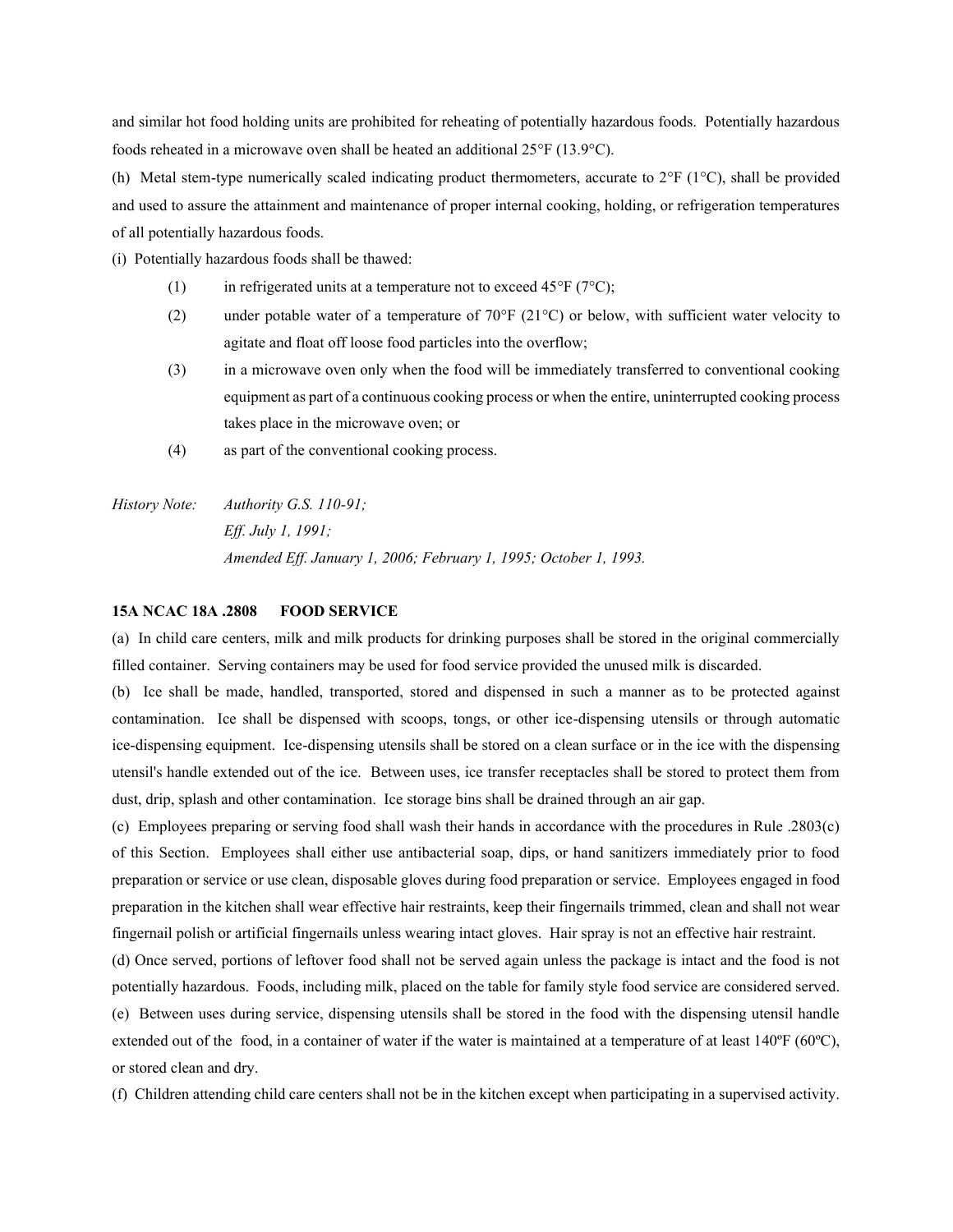and similar hot food holding units are prohibited for reheating of potentially hazardous foods. Potentially hazardous foods reheated in a microwave oven shall be heated an additional 25°F (13.9°C).

(h) Metal stem-type numerically scaled indicating product thermometers, accurate to 2°F (1°C), shall be provided and used to assure the attainment and maintenance of proper internal cooking, holding, or refrigeration temperatures of all potentially hazardous foods.

(i) Potentially hazardous foods shall be thawed:

- (1) in refrigerated units at a temperature not to exceed 45°F (7°C);
- (2) under potable water of a temperature of 70°F (21°C) or below, with sufficient water velocity to agitate and float off loose food particles into the overflow;
- (3) in a microwave oven only when the food will be immediately transferred to conventional cooking equipment as part of a continuous cooking process or when the entire, uninterrupted cooking process takes place in the microwave oven; or
- (4) as part of the conventional cooking process.

*History Note: Authority G.S. 110-91;*
*Eff. July 1, 1991;*
*Amended Eff. January 1, 2006; February 1, 1995; October 1, 1993.*

**15A NCAC 18A .2808 FOOD SERVICE**

(a) In child care centers, milk and milk products for drinking purposes shall be stored in the original commercially filled container. Serving containers may be used for food service provided the unused milk is discarded.

(b) Ice shall be made, handled, transported, stored and dispensed in such a manner as to be protected against contamination. Ice shall be dispensed with scoops, tongs, or other ice-dispensing utensils or through automatic ice-dispensing equipment. Ice-dispensing utensils shall be stored on a clean surface or in the ice with the dispensing utensil's handle extended out of the ice. Between uses, ice transfer receptacles shall be stored to protect them from dust, drip, splash and other contamination. Ice storage bins shall be drained through an air gap.

(c) Employees preparing or serving food shall wash their hands in accordance with the procedures in Rule .2803(c) of this Section. Employees shall either use antibacterial soap, dips, or hand sanitizers immediately prior to food preparation or service or use clean, disposable gloves during food preparation or service. Employees engaged in food preparation in the kitchen shall wear effective hair restraints, keep their fingernails trimmed, clean and shall not wear fingernail polish or artificial fingernails unless wearing intact gloves. Hair spray is not an effective hair restraint.

(d) Once served, portions of leftover food shall not be served again unless the package is intact and the food is not potentially hazardous. Foods, including milk, placed on the table for family style food service are considered served.

(e) Between uses during service, dispensing utensils shall be stored in the food with the dispensing utensil handle extended out of the food, in a container of water if the water is maintained at a temperature of at least 140ºF (60ºC), or stored clean and dry.

(f) Children attending child care centers shall not be in the kitchen except when participating in a supervised activity.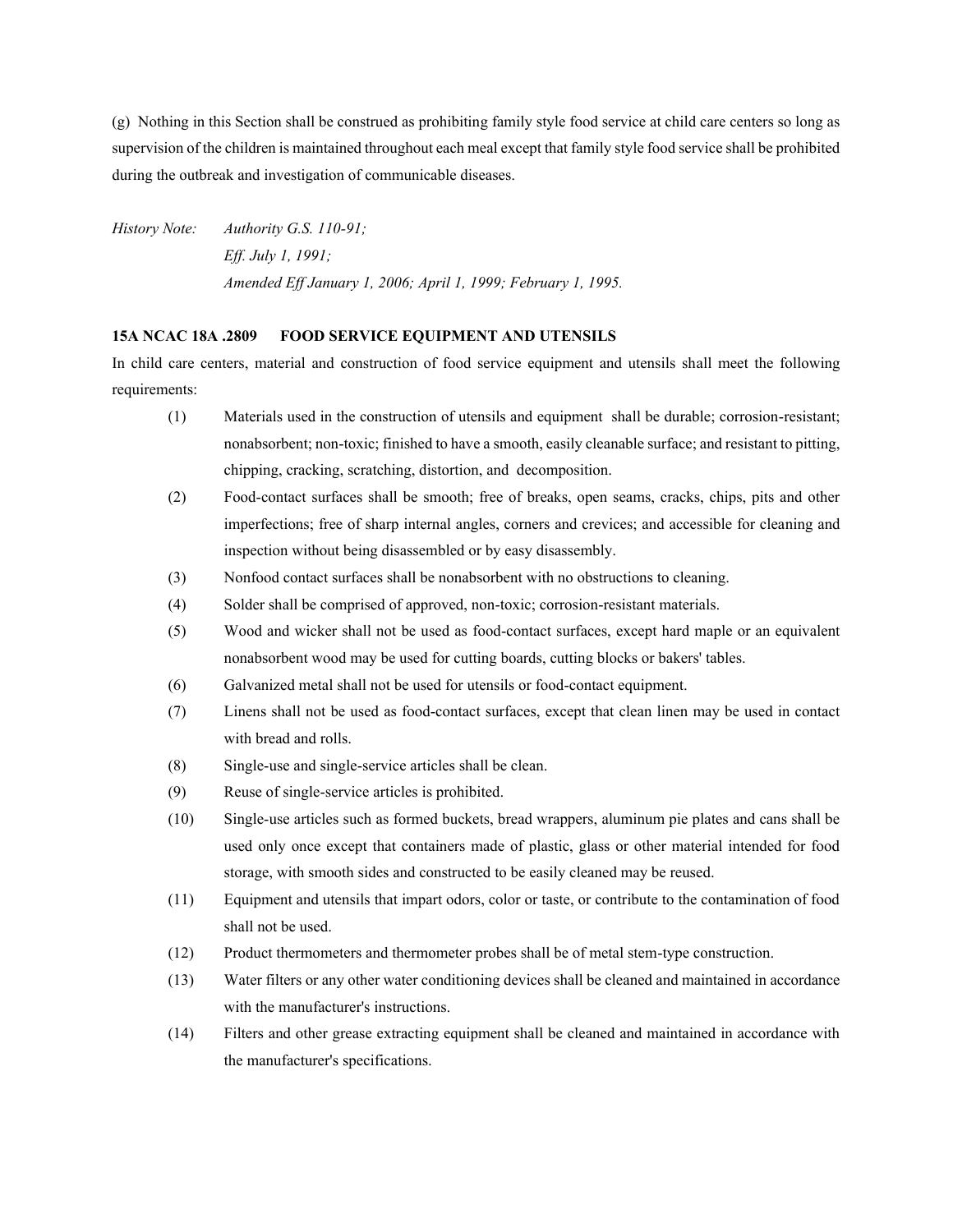(g) Nothing in this Section shall be construed as prohibiting family style food service at child care centers so long as supervision of the children is maintained throughout each meal except that family style food service shall be prohibited during the outbreak and investigation of communicable diseases.

*History Note: Authority G.S. 110-91;*
*Eff. July 1, 1991;*
*Amended Eff January 1, 2006; April 1, 1999; February 1, 1995.*

**15A NCAC 18A .2809 FOOD SERVICE EQUIPMENT AND UTENSILS**

In child care centers, material and construction of food service equipment and utensils shall meet the following requirements:

(1) Materials used in the construction of utensils and equipment shall be durable; corrosion-resistant; nonabsorbent; non-toxic; finished to have a smooth, easily cleanable surface; and resistant to pitting, chipping, cracking, scratching, distortion, and decomposition.

(2) Food-contact surfaces shall be smooth; free of breaks, open seams, cracks, chips, pits and other imperfections; free of sharp internal angles, corners and crevices; and accessible for cleaning and inspection without being disassembled or by easy disassembly.

(3) Nonfood contact surfaces shall be nonabsorbent with no obstructions to cleaning.

(4) Solder shall be comprised of approved, non-toxic; corrosion-resistant materials.

(5) Wood and wicker shall not be used as food-contact surfaces, except hard maple or an equivalent nonabsorbent wood may be used for cutting boards, cutting blocks or bakers' tables.

(6) Galvanized metal shall not be used for utensils or food-contact equipment.

(7) Linens shall not be used as food-contact surfaces, except that clean linen may be used in contact with bread and rolls.

(8) Single-use and single-service articles shall be clean.

(9) Reuse of single-service articles is prohibited.

(10) Single-use articles such as formed buckets, bread wrappers, aluminum pie plates and cans shall be used only once except that containers made of plastic, glass or other material intended for food storage, with smooth sides and constructed to be easily cleaned may be reused.

(11) Equipment and utensils that impart odors, color or taste, or contribute to the contamination of food shall not be used.

(12) Product thermometers and thermometer probes shall be of metal stem-type construction.

(13) Water filters or any other water conditioning devices shall be cleaned and maintained in accordance with the manufacturer's instructions.

(14) Filters and other grease extracting equipment shall be cleaned and maintained in accordance with the manufacturer's specifications.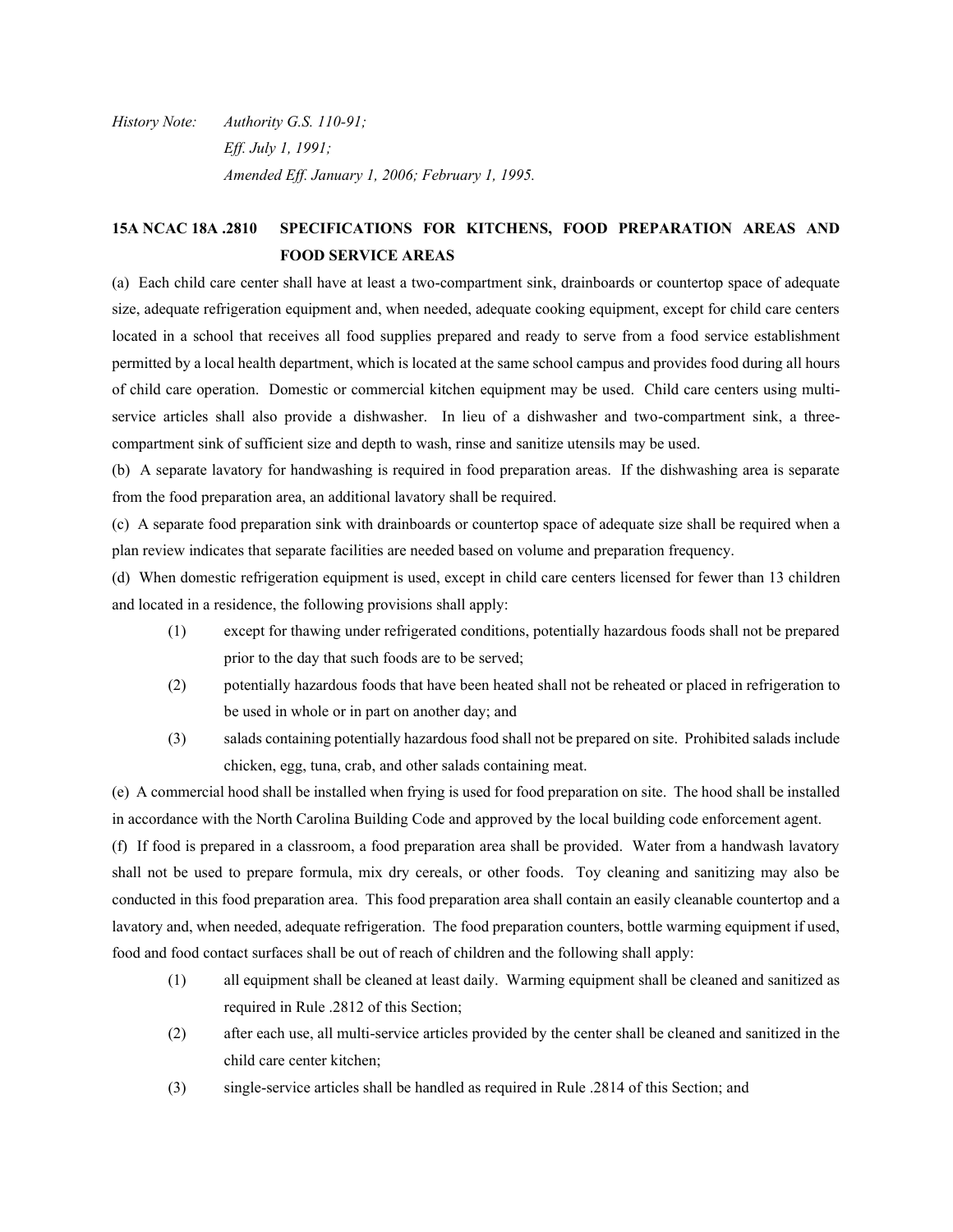*History Note: Authority G.S. 110-91;*
*Eff. July 1, 1991;*
*Amended Eff. January 1, 2006; February 1, 1995.*

**15A NCAC 18A .2810 SPECIFICATIONS FOR KITCHENS, FOOD PREPARATION AREAS AND FOOD SERVICE AREAS**

(a) Each child care center shall have at least a two-compartment sink, drainboards or countertop space of adequate size, adequate refrigeration equipment and, when needed, adequate cooking equipment, except for child care centers located in a school that receives all food supplies prepared and ready to serve from a food service establishment permitted by a local health department, which is located at the same school campus and provides food during all hours of child care operation. Domestic or commercial kitchen equipment may be used. Child care centers using multi-service articles shall also provide a dishwasher. In lieu of a dishwasher and two-compartment sink, a three-compartment sink of sufficient size and depth to wash, rinse and sanitize utensils may be used.

(b) A separate lavatory for handwashing is required in food preparation areas. If the dishwashing area is separate from the food preparation area, an additional lavatory shall be required.

(c) A separate food preparation sink with drainboards or countertop space of adequate size shall be required when a plan review indicates that separate facilities are needed based on volume and preparation frequency.

(d) When domestic refrigeration equipment is used, except in child care centers licensed for fewer than 13 children and located in a residence, the following provisions shall apply:

(1) except for thawing under refrigerated conditions, potentially hazardous foods shall not be prepared prior to the day that such foods are to be served;

(2) potentially hazardous foods that have been heated shall not be reheated or placed in refrigeration to be used in whole or in part on another day; and

(3) salads containing potentially hazardous food shall not be prepared on site. Prohibited salads include chicken, egg, tuna, crab, and other salads containing meat.

(e) A commercial hood shall be installed when frying is used for food preparation on site. The hood shall be installed in accordance with the North Carolina Building Code and approved by the local building code enforcement agent.

(f) If food is prepared in a classroom, a food preparation area shall be provided. Water from a handwash lavatory shall not be used to prepare formula, mix dry cereals, or other foods. Toy cleaning and sanitizing may also be conducted in this food preparation area. This food preparation area shall contain an easily cleanable countertop and a lavatory and, when needed, adequate refrigeration. The food preparation counters, bottle warming equipment if used, food and food contact surfaces shall be out of reach of children and the following shall apply:

(1) all equipment shall be cleaned at least daily. Warming equipment shall be cleaned and sanitized as required in Rule .2812 of this Section;

(2) after each use, all multi-service articles provided by the center shall be cleaned and sanitized in the child care center kitchen;

(3) single-service articles shall be handled as required in Rule .2814 of this Section; and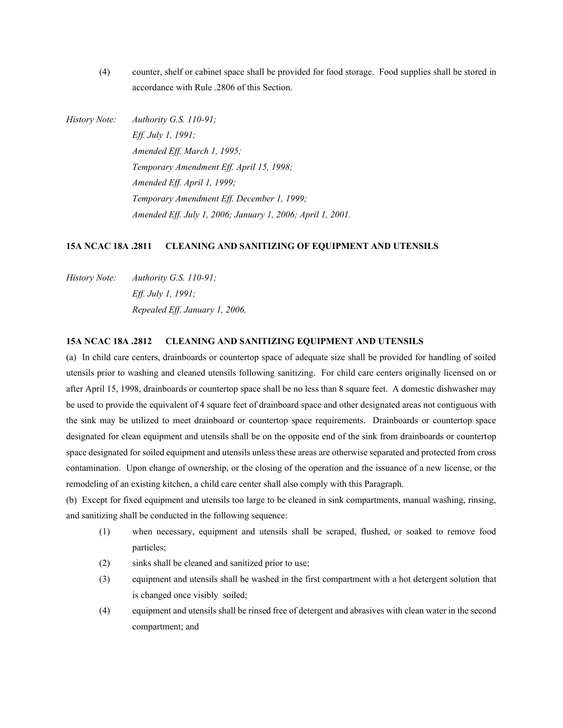(4) counter, shelf or cabinet space shall be provided for food storage. Food supplies shall be stored in accordance with Rule .2806 of this Section.

*History Note: Authority G.S. 110-91;*
*Eff. July 1, 1991;*
*Amended Eff. March 1, 1995;*
*Temporary Amendment Eff. April 15, 1998;*
*Amended Eff. April 1, 1999;*
*Temporary Amendment Eff. December 1, 1999;*
*Amended Eff. July 1, 2006; January 1, 2006; April 1, 2001.*

**15A NCAC 18A .2811 CLEANING AND SANITIZING OF EQUIPMENT AND UTENSILS**

*History Note: Authority G.S. 110-91;*
*Eff. July 1, 1991;*
*Repealed Eff. January 1, 2006.*

**15A NCAC 18A .2812 CLEANING AND SANITIZING EQUIPMENT AND UTENSILS**

(a) In child care centers, drainboards or countertop space of adequate size shall be provided for handling of soiled utensils prior to washing and cleaned utensils following sanitizing. For child care centers originally licensed on or after April 15, 1998, drainboards or countertop space shall be no less than 8 square feet. A domestic dishwasher may be used to provide the equivalent of 4 square feet of drainboard space and other designated areas not contiguous with the sink may be utilized to meet drainboard or countertop space requirements. Drainboards or countertop space designated for clean equipment and utensils shall be on the opposite end of the sink from drainboards or countertop space designated for soiled equipment and utensils unless these areas are otherwise separated and protected from cross contamination. Upon change of ownership, or the closing of the operation and the issuance of a new license, or the remodeling of an existing kitchen, a child care center shall also comply with this Paragraph.

(b) Except for fixed equipment and utensils too large to be cleaned in sink compartments, manual washing, rinsing, and sanitizing shall be conducted in the following sequence:

(1) when necessary, equipment and utensils shall be scraped, flushed, or soaked to remove food particles;

(2) sinks shall be cleaned and sanitized prior to use;

(3) equipment and utensils shall be washed in the first compartment with a hot detergent solution that is changed once visibly soiled;

(4) equipment and utensils shall be rinsed free of detergent and abrasives with clean water in the second compartment; and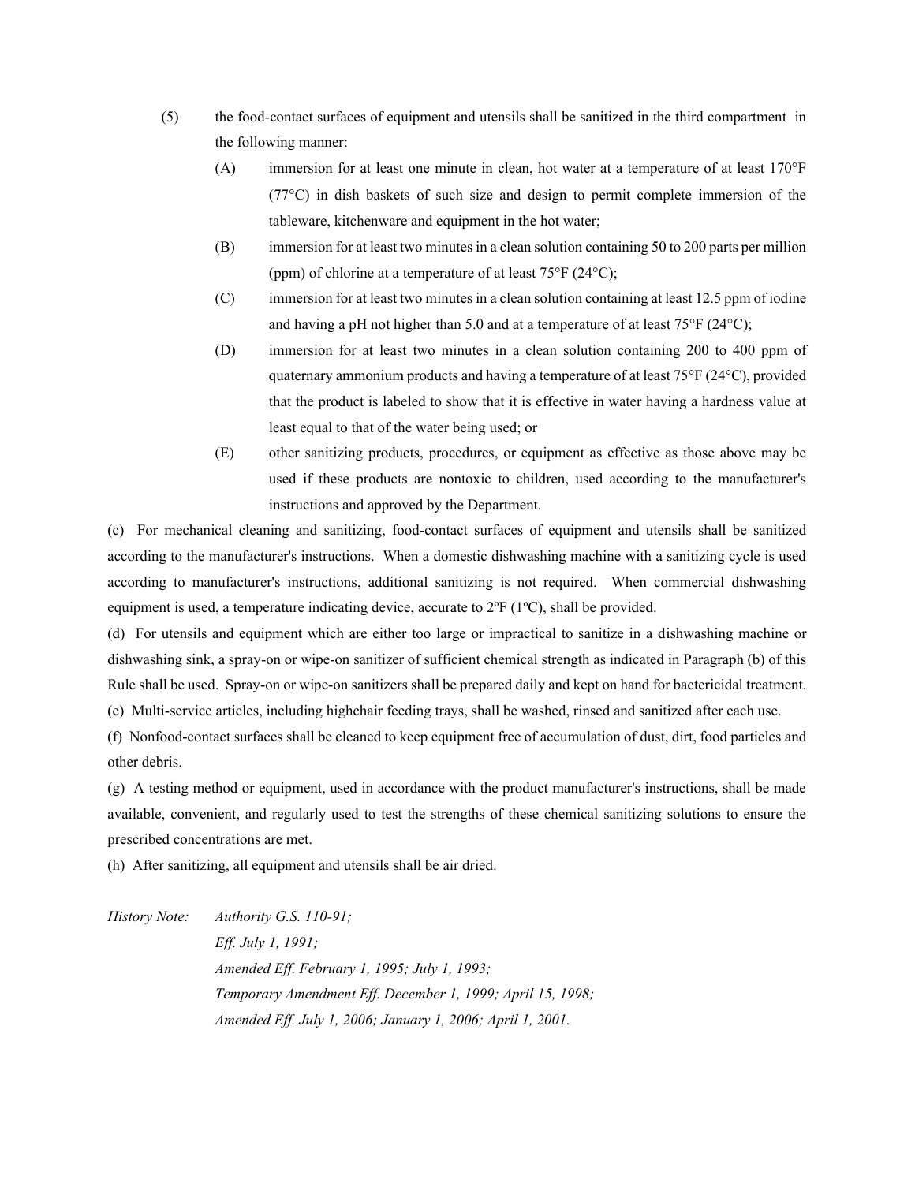(5) the food-contact surfaces of equipment and utensils shall be sanitized in the third compartment in the following manner:

   (A) immersion for at least one minute in clean, hot water at a temperature of at least 170°F (77°C) in dish baskets of such size and design to permit complete immersion of the tableware, kitchenware and equipment in the hot water;

   (B) immersion for at least two minutes in a clean solution containing 50 to 200 parts per million (ppm) of chlorine at a temperature of at least 75°F (24°C);

   (C) immersion for at least two minutes in a clean solution containing at least 12.5 ppm of iodine and having a pH not higher than 5.0 and at a temperature of at least 75°F (24°C);

   (D) immersion for at least two minutes in a clean solution containing 200 to 400 ppm of quaternary ammonium products and having a temperature of at least 75°F (24°C), provided that the product is labeled to show that it is effective in water having a hardness value at least equal to that of the water being used; or

   (E) other sanitizing products, procedures, or equipment as effective as those above may be used if these products are nontoxic to children, used according to the manufacturer's instructions and approved by the Department.

(c) For mechanical cleaning and sanitizing, food-contact surfaces of equipment and utensils shall be sanitized according to the manufacturer's instructions. When a domestic dishwashing machine with a sanitizing cycle is used according to manufacturer's instructions, additional sanitizing is not required. When commercial dishwashing equipment is used, a temperature indicating device, accurate to 2ºF (1ºC), shall be provided.

(d) For utensils and equipment which are either too large or impractical to sanitize in a dishwashing machine or dishwashing sink, a spray-on or wipe-on sanitizer of sufficient chemical strength as indicated in Paragraph (b) of this Rule shall be used. Spray-on or wipe-on sanitizers shall be prepared daily and kept on hand for bactericidal treatment.

(e) Multi-service articles, including highchair feeding trays, shall be washed, rinsed and sanitized after each use.

(f) Nonfood-contact surfaces shall be cleaned to keep equipment free of accumulation of dust, dirt, food particles and other debris.

(g) A testing method or equipment, used in accordance with the product manufacturer's instructions, shall be made available, convenient, and regularly used to test the strengths of these chemical sanitizing solutions to ensure the prescribed concentrations are met.

(h) After sanitizing, all equipment and utensils shall be air dried.

*History Note: Authority G.S. 110-91;*
*Eff. July 1, 1991;*
*Amended Eff. February 1, 1995; July 1, 1993;*
*Temporary Amendment Eff. December 1, 1999; April 15, 1998;*
*Amended Eff. July 1, 2006; January 1, 2006; April 1, 2001.*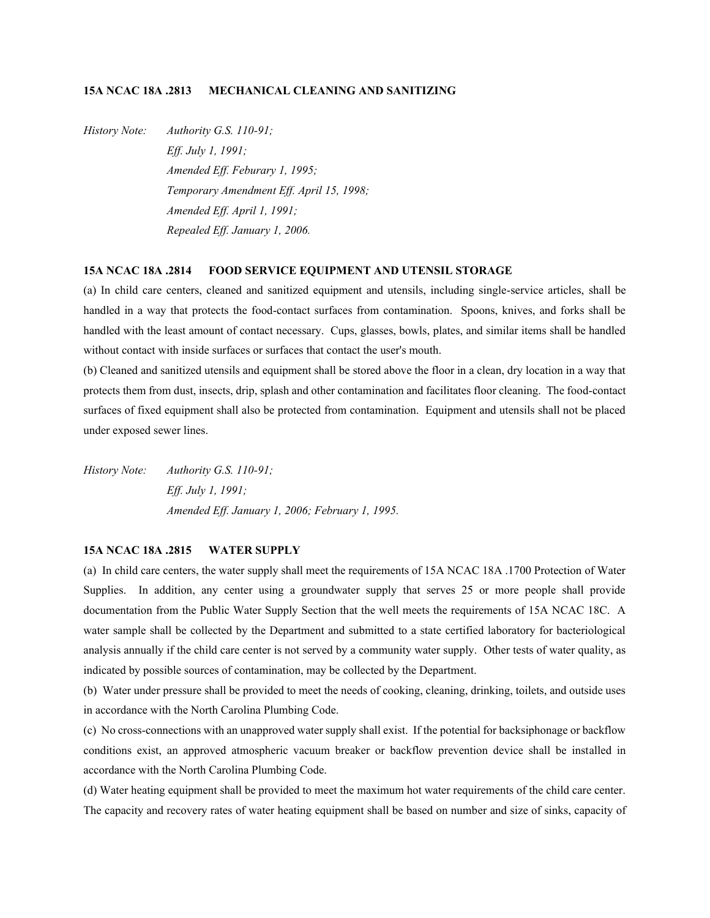**15A NCAC 18A .2813 MECHANICAL CLEANING AND SANITIZING**

*History Note: Authority G.S. 110-91;*
*Eff. July 1, 1991;*
*Amended Eff. Feburary 1, 1995;*
*Temporary Amendment Eff. April 15, 1998;*
*Amended Eff. April 1, 1991;*
*Repealed Eff. January 1, 2006.*

**15A NCAC 18A .2814 FOOD SERVICE EQUIPMENT AND UTENSIL STORAGE**

(a) In child care centers, cleaned and sanitized equipment and utensils, including single-service articles, shall be handled in a way that protects the food-contact surfaces from contamination. Spoons, knives, and forks shall be handled with the least amount of contact necessary. Cups, glasses, bowls, plates, and similar items shall be handled without contact with inside surfaces or surfaces that contact the user's mouth.

(b) Cleaned and sanitized utensils and equipment shall be stored above the floor in a clean, dry location in a way that protects them from dust, insects, drip, splash and other contamination and facilitates floor cleaning. The food-contact surfaces of fixed equipment shall also be protected from contamination. Equipment and utensils shall not be placed under exposed sewer lines.

*History Note: Authority G.S. 110-91;*
*Eff. July 1, 1991;*
*Amended Eff. January 1, 2006; February 1, 1995.*

**15A NCAC 18A .2815 WATER SUPPLY**

(a) In child care centers, the water supply shall meet the requirements of 15A NCAC 18A .1700 Protection of Water Supplies. In addition, any center using a groundwater supply that serves 25 or more people shall provide documentation from the Public Water Supply Section that the well meets the requirements of 15A NCAC 18C. A water sample shall be collected by the Department and submitted to a state certified laboratory for bacteriological analysis annually if the child care center is not served by a community water supply. Other tests of water quality, as indicated by possible sources of contamination, may be collected by the Department.

(b) Water under pressure shall be provided to meet the needs of cooking, cleaning, drinking, toilets, and outside uses in accordance with the North Carolina Plumbing Code.

(c) No cross-connections with an unapproved water supply shall exist. If the potential for backsiphonage or backflow conditions exist, an approved atmospheric vacuum breaker or backflow prevention device shall be installed in accordance with the North Carolina Plumbing Code.

(d) Water heating equipment shall be provided to meet the maximum hot water requirements of the child care center. The capacity and recovery rates of water heating equipment shall be based on number and size of sinks, capacity of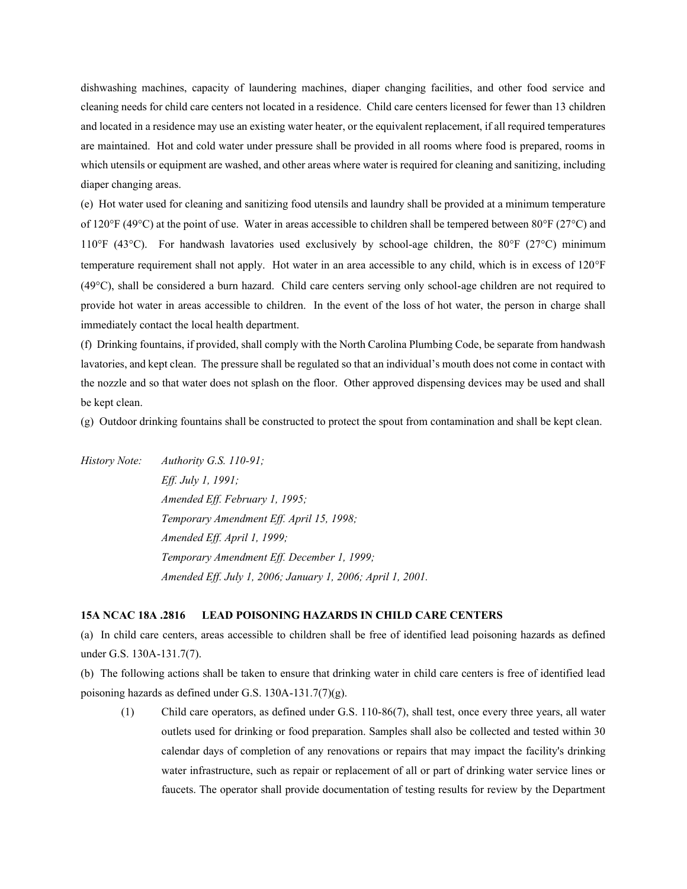dishwashing machines, capacity of laundering machines, diaper changing facilities, and other food service and cleaning needs for child care centers not located in a residence. Child care centers licensed for fewer than 13 children and located in a residence may use an existing water heater, or the equivalent replacement, if all required temperatures are maintained. Hot and cold water under pressure shall be provided in all rooms where food is prepared, rooms in which utensils or equipment are washed, and other areas where water is required for cleaning and sanitizing, including diaper changing areas.

(e) Hot water used for cleaning and sanitizing food utensils and laundry shall be provided at a minimum temperature of 120°F (49°C) at the point of use. Water in areas accessible to children shall be tempered between 80°F (27°C) and 110°F (43°C). For handwash lavatories used exclusively by school-age children, the 80°F (27°C) minimum temperature requirement shall not apply. Hot water in an area accessible to any child, which is in excess of 120°F (49°C), shall be considered a burn hazard. Child care centers serving only school-age children are not required to provide hot water in areas accessible to children. In the event of the loss of hot water, the person in charge shall immediately contact the local health department.

(f) Drinking fountains, if provided, shall comply with the North Carolina Plumbing Code, be separate from handwash lavatories, and kept clean. The pressure shall be regulated so that an individual's mouth does not come in contact with the nozzle and so that water does not splash on the floor. Other approved dispensing devices may be used and shall be kept clean.

(g) Outdoor drinking fountains shall be constructed to protect the spout from contamination and shall be kept clean.

*History Note: Authority G.S. 110-91;*
*Eff. July 1, 1991;*
*Amended Eff. February 1, 1995;*
*Temporary Amendment Eff. April 15, 1998;*
*Amended Eff. April 1, 1999;*
*Temporary Amendment Eff. December 1, 1999;*
*Amended Eff. July 1, 2006; January 1, 2006; April 1, 2001.*

**15A NCAC 18A .2816 LEAD POISONING HAZARDS IN CHILD CARE CENTERS**

(a) In child care centers, areas accessible to children shall be free of identified lead poisoning hazards as defined under G.S. 130A-131.7(7).

(b) The following actions shall be taken to ensure that drinking water in child care centers is free of identified lead poisoning hazards as defined under G.S. 130A-131.7(7)(g).

(1) Child care operators, as defined under G.S. 110-86(7), shall test, once every three years, all water outlets used for drinking or food preparation. Samples shall also be collected and tested within 30 calendar days of completion of any renovations or repairs that may impact the facility's drinking water infrastructure, such as repair or replacement of all or part of drinking water service lines or faucets. The operator shall provide documentation of testing results for review by the Department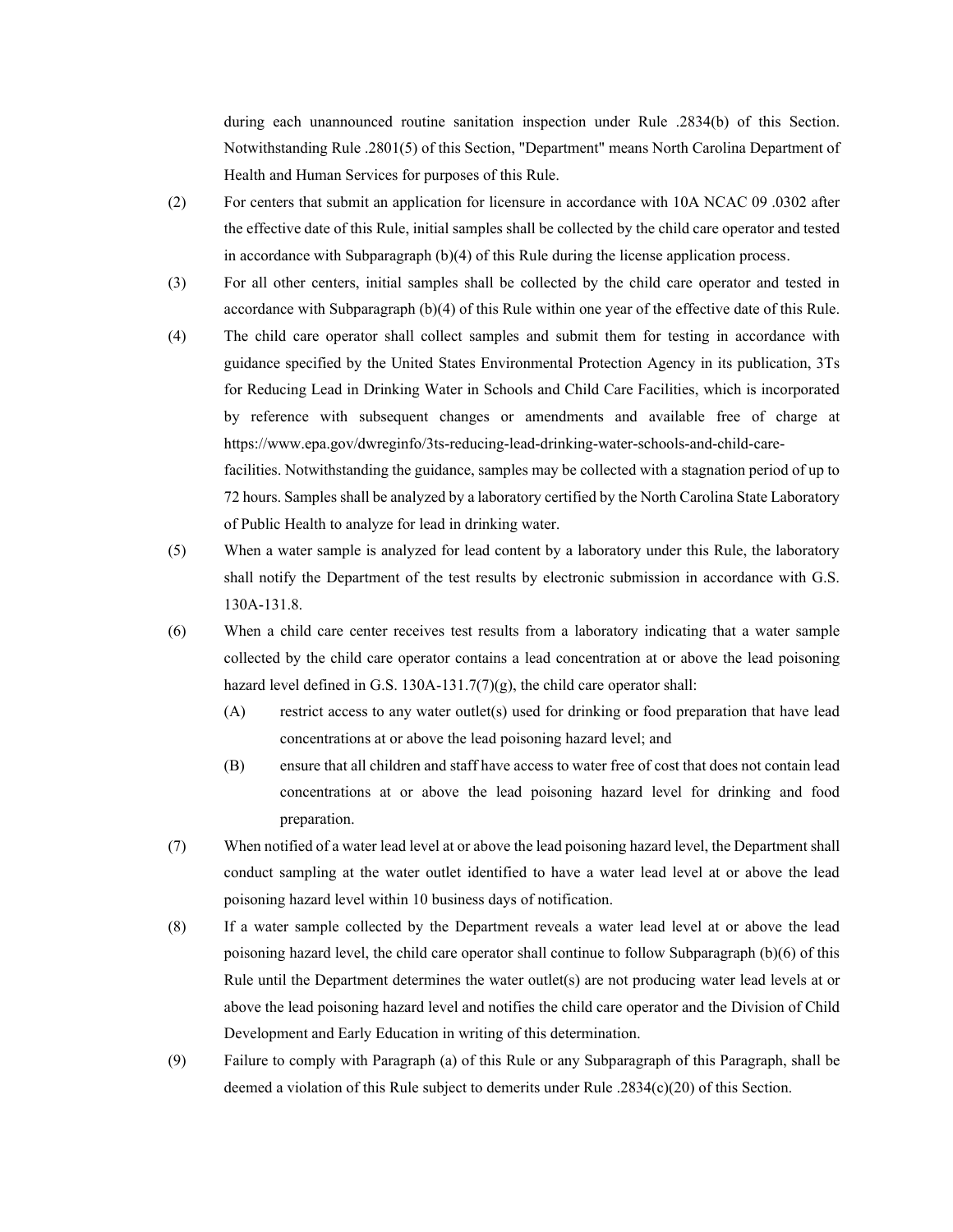during each unannounced routine sanitation inspection under Rule .2834(b) of this Section. Notwithstanding Rule .2801(5) of this Section, "Department" means North Carolina Department of Health and Human Services for purposes of this Rule.

(2) For centers that submit an application for licensure in accordance with 10A NCAC 09 .0302 after the effective date of this Rule, initial samples shall be collected by the child care operator and tested in accordance with Subparagraph (b)(4) of this Rule during the license application process.

(3) For all other centers, initial samples shall be collected by the child care operator and tested in accordance with Subparagraph (b)(4) of this Rule within one year of the effective date of this Rule.

(4) The child care operator shall collect samples and submit them for testing in accordance with guidance specified by the United States Environmental Protection Agency in its publication, 3Ts for Reducing Lead in Drinking Water in Schools and Child Care Facilities, which is incorporated by reference with subsequent changes or amendments and available free of charge at https://www.epa.gov/dwreginfo/3ts-reducing-lead-drinking-water-schools-and-child-care-facilities. Notwithstanding the guidance, samples may be collected with a stagnation period of up to 72 hours. Samples shall be analyzed by a laboratory certified by the North Carolina State Laboratory of Public Health to analyze for lead in drinking water.

(5) When a water sample is analyzed for lead content by a laboratory under this Rule, the laboratory shall notify the Department of the test results by electronic submission in accordance with G.S. 130A-131.8.

(6) When a child care center receives test results from a laboratory indicating that a water sample collected by the child care operator contains a lead concentration at or above the lead poisoning hazard level defined in G.S. 130A-131.7(7)(g), the child care operator shall:

   (A) restrict access to any water outlet(s) used for drinking or food preparation that have lead concentrations at or above the lead poisoning hazard level; and

   (B) ensure that all children and staff have access to water free of cost that does not contain lead concentrations at or above the lead poisoning hazard level for drinking and food preparation.

(7) When notified of a water lead level at or above the lead poisoning hazard level, the Department shall conduct sampling at the water outlet identified to have a water lead level at or above the lead poisoning hazard level within 10 business days of notification.

(8) If a water sample collected by the Department reveals a water lead level at or above the lead poisoning hazard level, the child care operator shall continue to follow Subparagraph (b)(6) of this Rule until the Department determines the water outlet(s) are not producing water lead levels at or above the lead poisoning hazard level and notifies the child care operator and the Division of Child Development and Early Education in writing of this determination.

(9) Failure to comply with Paragraph (a) of this Rule or any Subparagraph of this Paragraph, shall be deemed a violation of this Rule subject to demerits under Rule .2834(c)(20) of this Section.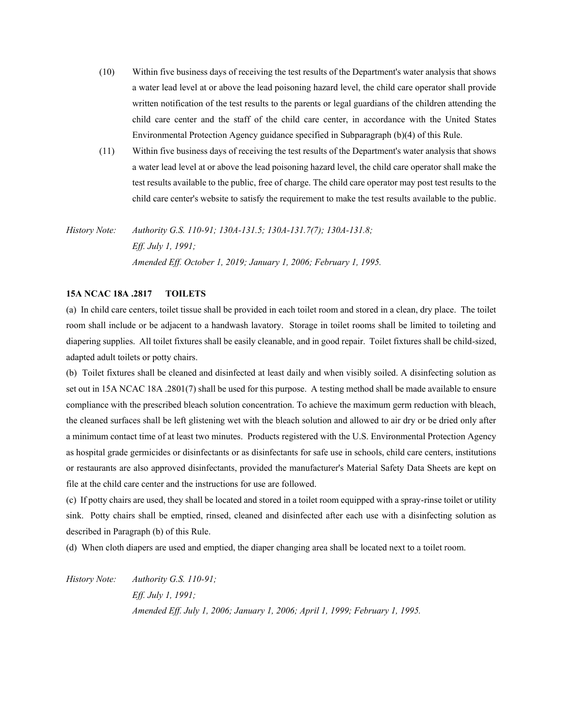(10) Within five business days of receiving the test results of the Department's water analysis that shows a water lead level at or above the lead poisoning hazard level, the child care operator shall provide written notification of the test results to the parents or legal guardians of the children attending the child care center and the staff of the child care center, in accordance with the United States Environmental Protection Agency guidance specified in Subparagraph (b)(4) of this Rule.

(11) Within five business days of receiving the test results of the Department's water analysis that shows a water lead level at or above the lead poisoning hazard level, the child care operator shall make the test results available to the public, free of charge. The child care operator may post test results to the child care center's website to satisfy the requirement to make the test results available to the public.

*History Note: Authority G.S. 110-91; 130A-131.5; 130A-131.7(7); 130A-131.8;*
*Eff. July 1, 1991;*
*Amended Eff. October 1, 2019; January 1, 2006; February 1, 1995.*

**15A NCAC 18A .2817 TOILETS**

(a) In child care centers, toilet tissue shall be provided in each toilet room and stored in a clean, dry place. The toilet room shall include or be adjacent to a handwash lavatory. Storage in toilet rooms shall be limited to toileting and diapering supplies. All toilet fixtures shall be easily cleanable, and in good repair. Toilet fixtures shall be child-sized, adapted adult toilets or potty chairs.

(b) Toilet fixtures shall be cleaned and disinfected at least daily and when visibly soiled. A disinfecting solution as set out in 15A NCAC 18A .2801(7) shall be used for this purpose. A testing method shall be made available to ensure compliance with the prescribed bleach solution concentration. To achieve the maximum germ reduction with bleach, the cleaned surfaces shall be left glistening wet with the bleach solution and allowed to air dry or be dried only after a minimum contact time of at least two minutes. Products registered with the U.S. Environmental Protection Agency as hospital grade germicides or disinfectants or as disinfectants for safe use in schools, child care centers, institutions or restaurants are also approved disinfectants, provided the manufacturer's Material Safety Data Sheets are kept on file at the child care center and the instructions for use are followed.

(c) If potty chairs are used, they shall be located and stored in a toilet room equipped with a spray-rinse toilet or utility sink. Potty chairs shall be emptied, rinsed, cleaned and disinfected after each use with a disinfecting solution as described in Paragraph (b) of this Rule.

(d) When cloth diapers are used and emptied, the diaper changing area shall be located next to a toilet room.

*History Note: Authority G.S. 110-91;*
*Eff. July 1, 1991;*
*Amended Eff. July 1, 2006; January 1, 2006; April 1, 1999; February 1, 1995.*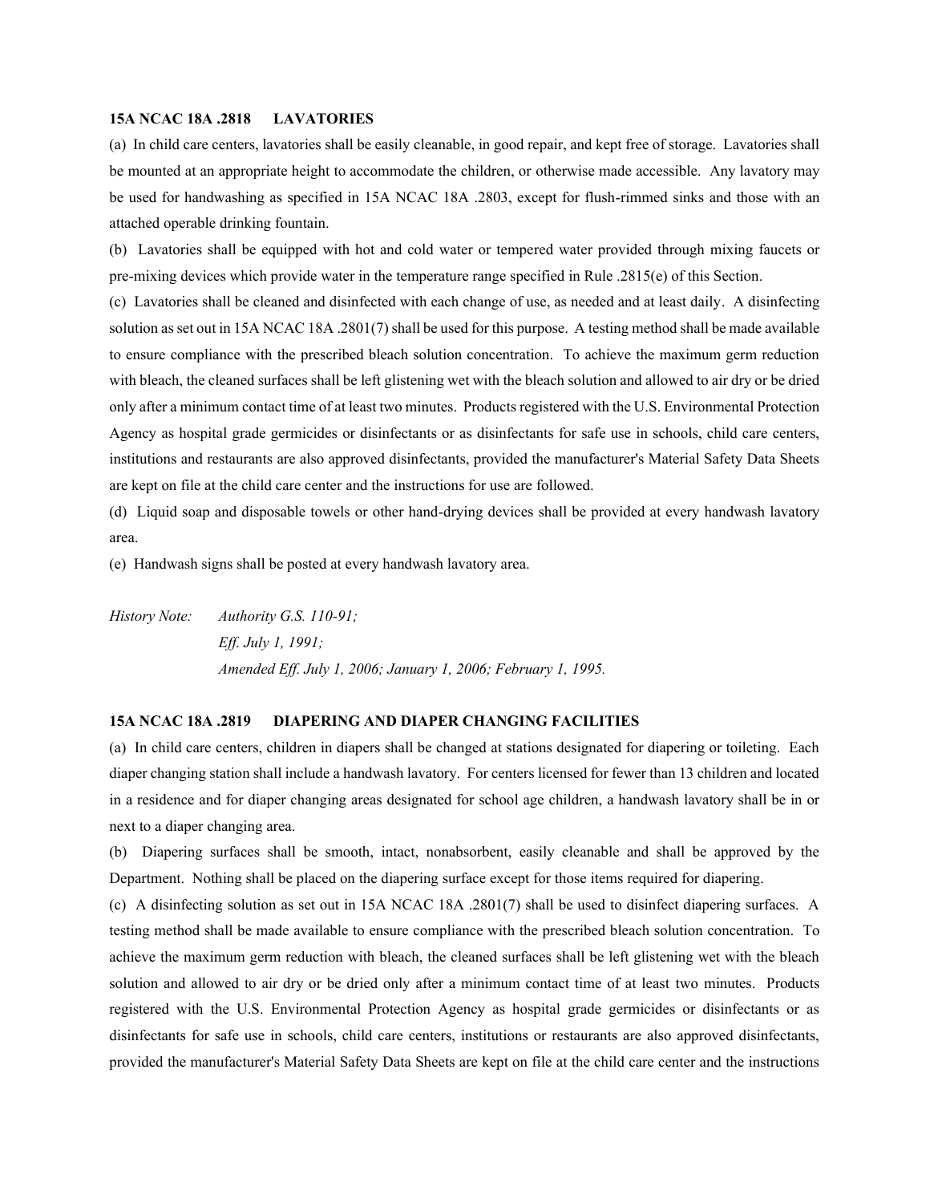**15A NCAC 18A .2818 LAVATORIES**

(a) In child care centers, lavatories shall be easily cleanable, in good repair, and kept free of storage. Lavatories shall be mounted at an appropriate height to accommodate the children, or otherwise made accessible. Any lavatory may be used for handwashing as specified in 15A NCAC 18A .2803, except for flush-rimmed sinks and those with an attached operable drinking fountain.

(b) Lavatories shall be equipped with hot and cold water or tempered water provided through mixing faucets or pre-mixing devices which provide water in the temperature range specified in Rule .2815(e) of this Section.

(c) Lavatories shall be cleaned and disinfected with each change of use, as needed and at least daily. A disinfecting solution as set out in 15A NCAC 18A .2801(7) shall be used for this purpose. A testing method shall be made available to ensure compliance with the prescribed bleach solution concentration. To achieve the maximum germ reduction with bleach, the cleaned surfaces shall be left glistening wet with the bleach solution and allowed to air dry or be dried only after a minimum contact time of at least two minutes. Products registered with the U.S. Environmental Protection Agency as hospital grade germicides or disinfectants or as disinfectants for safe use in schools, child care centers, institutions and restaurants are also approved disinfectants, provided the manufacturer's Material Safety Data Sheets are kept on file at the child care center and the instructions for use are followed.

(d) Liquid soap and disposable towels or other hand-drying devices shall be provided at every handwash lavatory area.

(e) Handwash signs shall be posted at every handwash lavatory area.

*History Note: Authority G.S. 110-91;*
*Eff. July 1, 1991;*
*Amended Eff. July 1, 2006; January 1, 2006; February 1, 1995.*

**15A NCAC 18A .2819 DIAPERING AND DIAPER CHANGING FACILITIES**

(a) In child care centers, children in diapers shall be changed at stations designated for diapering or toileting. Each diaper changing station shall include a handwash lavatory. For centers licensed for fewer than 13 children and located in a residence and for diaper changing areas designated for school age children, a handwash lavatory shall be in or next to a diaper changing area.

(b) Diapering surfaces shall be smooth, intact, nonabsorbent, easily cleanable and shall be approved by the Department. Nothing shall be placed on the diapering surface except for those items required for diapering.

(c) A disinfecting solution as set out in 15A NCAC 18A .2801(7) shall be used to disinfect diapering surfaces. A testing method shall be made available to ensure compliance with the prescribed bleach solution concentration. To achieve the maximum germ reduction with bleach, the cleaned surfaces shall be left glistening wet with the bleach solution and allowed to air dry or be dried only after a minimum contact time of at least two minutes. Products registered with the U.S. Environmental Protection Agency as hospital grade germicides or disinfectants or as disinfectants for safe use in schools, child care centers, institutions or restaurants are also approved disinfectants, provided the manufacturer's Material Safety Data Sheets are kept on file at the child care center and the instructions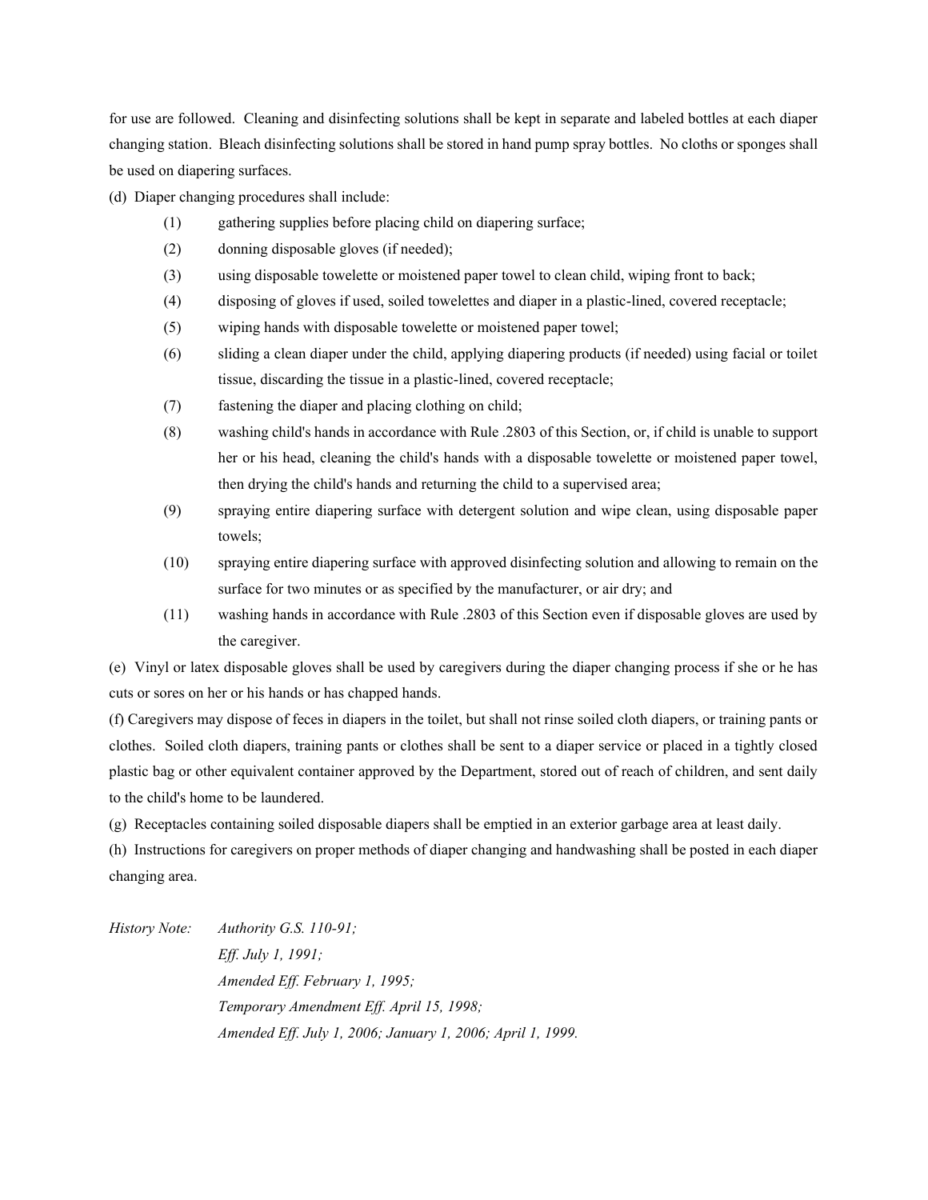for use are followed. Cleaning and disinfecting solutions shall be kept in separate and labeled bottles at each diaper changing station. Bleach disinfecting solutions shall be stored in hand pump spray bottles. No cloths or sponges shall be used on diapering surfaces.

(d) Diaper changing procedures shall include:

(1) gathering supplies before placing child on diapering surface;

(2) donning disposable gloves (if needed);

(3) using disposable towelette or moistened paper towel to clean child, wiping front to back;

(4) disposing of gloves if used, soiled towelettes and diaper in a plastic-lined, covered receptacle;

(5) wiping hands with disposable towelette or moistened paper towel;

(6) sliding a clean diaper under the child, applying diapering products (if needed) using facial or toilet tissue, discarding the tissue in a plastic-lined, covered receptacle;

(7) fastening the diaper and placing clothing on child;

(8) washing child's hands in accordance with Rule .2803 of this Section, or, if child is unable to support her or his head, cleaning the child's hands with a disposable towelette or moistened paper towel, then drying the child's hands and returning the child to a supervised area;

(9) spraying entire diapering surface with detergent solution and wipe clean, using disposable paper towels;

(10) spraying entire diapering surface with approved disinfecting solution and allowing to remain on the surface for two minutes or as specified by the manufacturer, or air dry; and

(11) washing hands in accordance with Rule .2803 of this Section even if disposable gloves are used by the caregiver.

(e) Vinyl or latex disposable gloves shall be used by caregivers during the diaper changing process if she or he has cuts or sores on her or his hands or has chapped hands.

(f) Caregivers may dispose of feces in diapers in the toilet, but shall not rinse soiled cloth diapers, or training pants or clothes. Soiled cloth diapers, training pants or clothes shall be sent to a diaper service or placed in a tightly closed plastic bag or other equivalent container approved by the Department, stored out of reach of children, and sent daily to the child's home to be laundered.

(g) Receptacles containing soiled disposable diapers shall be emptied in an exterior garbage area at least daily.

(h) Instructions for caregivers on proper methods of diaper changing and handwashing shall be posted in each diaper changing area.

*History Note: Authority G.S. 110-91;*
*Eff. July 1, 1991;*
*Amended Eff. February 1, 1995;*
*Temporary Amendment Eff. April 15, 1998;*
*Amended Eff. July 1, 2006; January 1, 2006; April 1, 1999.*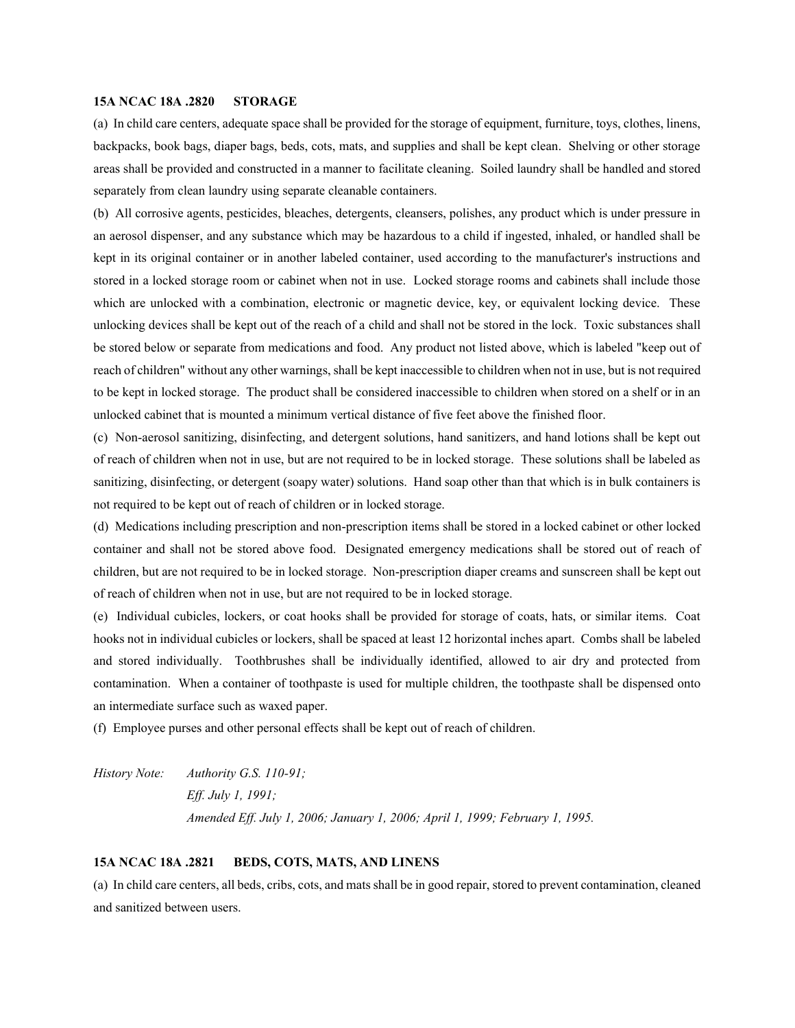**15A NCAC 18A .2820 STORAGE**

(a) In child care centers, adequate space shall be provided for the storage of equipment, furniture, toys, clothes, linens, backpacks, book bags, diaper bags, beds, cots, mats, and supplies and shall be kept clean. Shelving or other storage areas shall be provided and constructed in a manner to facilitate cleaning. Soiled laundry shall be handled and stored separately from clean laundry using separate cleanable containers.

(b) All corrosive agents, pesticides, bleaches, detergents, cleansers, polishes, any product which is under pressure in an aerosol dispenser, and any substance which may be hazardous to a child if ingested, inhaled, or handled shall be kept in its original container or in another labeled container, used according to the manufacturer's instructions and stored in a locked storage room or cabinet when not in use. Locked storage rooms and cabinets shall include those which are unlocked with a combination, electronic or magnetic device, key, or equivalent locking device. These unlocking devices shall be kept out of the reach of a child and shall not be stored in the lock. Toxic substances shall be stored below or separate from medications and food. Any product not listed above, which is labeled "keep out of reach of children" without any other warnings, shall be kept inaccessible to children when not in use, but is not required to be kept in locked storage. The product shall be considered inaccessible to children when stored on a shelf or in an unlocked cabinet that is mounted a minimum vertical distance of five feet above the finished floor.

(c) Non-aerosol sanitizing, disinfecting, and detergent solutions, hand sanitizers, and hand lotions shall be kept out of reach of children when not in use, but are not required to be in locked storage. These solutions shall be labeled as sanitizing, disinfecting, or detergent (soapy water) solutions. Hand soap other than that which is in bulk containers is not required to be kept out of reach of children or in locked storage.

(d) Medications including prescription and non-prescription items shall be stored in a locked cabinet or other locked container and shall not be stored above food. Designated emergency medications shall be stored out of reach of children, but are not required to be in locked storage. Non-prescription diaper creams and sunscreen shall be kept out of reach of children when not in use, but are not required to be in locked storage.

(e) Individual cubicles, lockers, or coat hooks shall be provided for storage of coats, hats, or similar items. Coat hooks not in individual cubicles or lockers, shall be spaced at least 12 horizontal inches apart. Combs shall be labeled and stored individually. Toothbrushes shall be individually identified, allowed to air dry and protected from contamination. When a container of toothpaste is used for multiple children, the toothpaste shall be dispensed onto an intermediate surface such as waxed paper.

(f) Employee purses and other personal effects shall be kept out of reach of children.

*History Note: Authority G.S. 110-91;*
*Eff. July 1, 1991;*
*Amended Eff. July 1, 2006; January 1, 2006; April 1, 1999; February 1, 1995.*

**15A NCAC 18A .2821 BEDS, COTS, MATS, AND LINENS**

(a) In child care centers, all beds, cribs, cots, and mats shall be in good repair, stored to prevent contamination, cleaned and sanitized between users.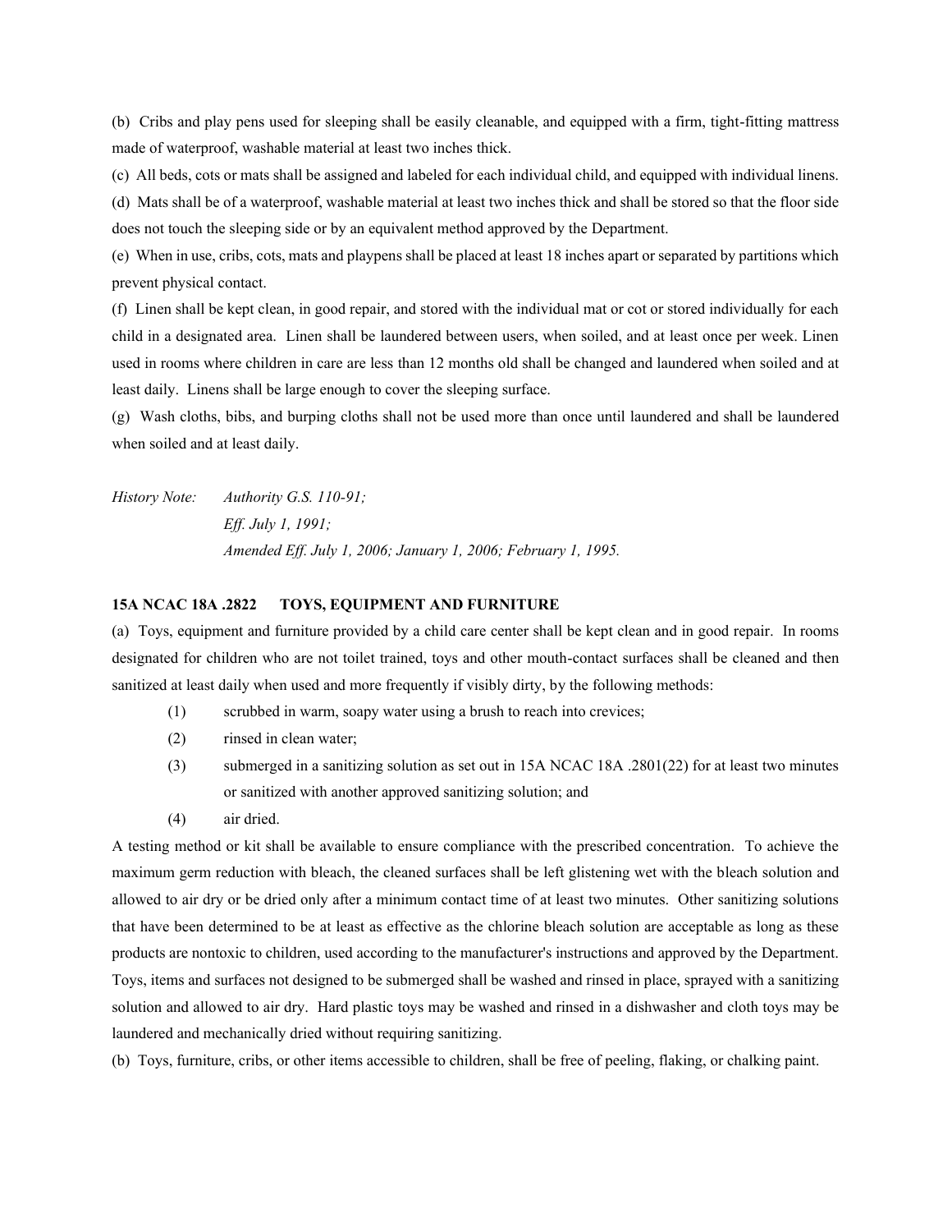(b) Cribs and play pens used for sleeping shall be easily cleanable, and equipped with a firm, tight-fitting mattress made of waterproof, washable material at least two inches thick.

(c) All beds, cots or mats shall be assigned and labeled for each individual child, and equipped with individual linens.

(d) Mats shall be of a waterproof, washable material at least two inches thick and shall be stored so that the floor side does not touch the sleeping side or by an equivalent method approved by the Department.

(e) When in use, cribs, cots, mats and playpens shall be placed at least 18 inches apart or separated by partitions which prevent physical contact.

(f) Linen shall be kept clean, in good repair, and stored with the individual mat or cot or stored individually for each child in a designated area. Linen shall be laundered between users, when soiled, and at least once per week. Linen used in rooms where children in care are less than 12 months old shall be changed and laundered when soiled and at least daily. Linens shall be large enough to cover the sleeping surface.

(g) Wash cloths, bibs, and burping cloths shall not be used more than once until laundered and shall be laundered when soiled and at least daily.

*History Note: Authority G.S. 110-91;*
*Eff. July 1, 1991;*
*Amended Eff. July 1, 2006; January 1, 2006; February 1, 1995.*

**15A NCAC 18A .2822 TOYS, EQUIPMENT AND FURNITURE**

(a) Toys, equipment and furniture provided by a child care center shall be kept clean and in good repair. In rooms designated for children who are not toilet trained, toys and other mouth-contact surfaces shall be cleaned and then sanitized at least daily when used and more frequently if visibly dirty, by the following methods:

(1) scrubbed in warm, soapy water using a brush to reach into crevices;
(2) rinsed in clean water;
(3) submerged in a sanitizing solution as set out in 15A NCAC 18A .2801(22) for at least two minutes or sanitized with another approved sanitizing solution; and
(4) air dried.

A testing method or kit shall be available to ensure compliance with the prescribed concentration. To achieve the maximum germ reduction with bleach, the cleaned surfaces shall be left glistening wet with the bleach solution and allowed to air dry or be dried only after a minimum contact time of at least two minutes. Other sanitizing solutions that have been determined to be at least as effective as the chlorine bleach solution are acceptable as long as these products are nontoxic to children, used according to the manufacturer's instructions and approved by the Department. Toys, items and surfaces not designed to be submerged shall be washed and rinsed in place, sprayed with a sanitizing solution and allowed to air dry. Hard plastic toys may be washed and rinsed in a dishwasher and cloth toys may be laundered and mechanically dried without requiring sanitizing.

(b) Toys, furniture, cribs, or other items accessible to children, shall be free of peeling, flaking, or chalking paint.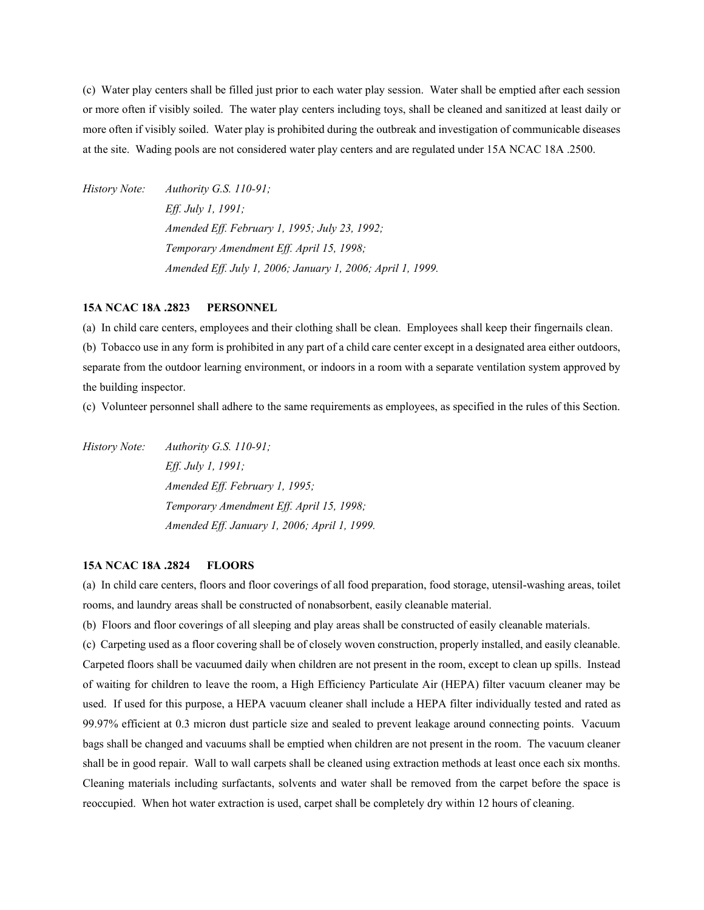(c) Water play centers shall be filled just prior to each water play session. Water shall be emptied after each session or more often if visibly soiled. The water play centers including toys, shall be cleaned and sanitized at least daily or more often if visibly soiled. Water play is prohibited during the outbreak and investigation of communicable diseases at the site. Wading pools are not considered water play centers and are regulated under 15A NCAC 18A .2500.

*History Note: Authority G.S. 110-91;*
*Eff. July 1, 1991;*
*Amended Eff. February 1, 1995; July 23, 1992;*
*Temporary Amendment Eff. April 15, 1998;*
*Amended Eff. July 1, 2006; January 1, 2006; April 1, 1999.*

### 15A NCAC 18A .2823 PERSONNEL

(a) In child care centers, employees and their clothing shall be clean. Employees shall keep their fingernails clean.

(b) Tobacco use in any form is prohibited in any part of a child care center except in a designated area either outdoors, separate from the outdoor learning environment, or indoors in a room with a separate ventilation system approved by the building inspector.

(c) Volunteer personnel shall adhere to the same requirements as employees, as specified in the rules of this Section.

*History Note: Authority G.S. 110-91;*
*Eff. July 1, 1991;*
*Amended Eff. February 1, 1995;*
*Temporary Amendment Eff. April 15, 1998;*
*Amended Eff. January 1, 2006; April 1, 1999.*

### 15A NCAC 18A .2824 FLOORS

(a) In child care centers, floors and floor coverings of all food preparation, food storage, utensil-washing areas, toilet rooms, and laundry areas shall be constructed of nonabsorbent, easily cleanable material.

(b) Floors and floor coverings of all sleeping and play areas shall be constructed of easily cleanable materials.

(c) Carpeting used as a floor covering shall be of closely woven construction, properly installed, and easily cleanable. Carpeted floors shall be vacuumed daily when children are not present in the room, except to clean up spills. Instead of waiting for children to leave the room, a High Efficiency Particulate Air (HEPA) filter vacuum cleaner may be used. If used for this purpose, a HEPA vacuum cleaner shall include a HEPA filter individually tested and rated as 99.97% efficient at 0.3 micron dust particle size and sealed to prevent leakage around connecting points. Vacuum bags shall be changed and vacuums shall be emptied when children are not present in the room. The vacuum cleaner shall be in good repair. Wall to wall carpets shall be cleaned using extraction methods at least once each six months. Cleaning materials including surfactants, solvents and water shall be removed from the carpet before the space is reoccupied. When hot water extraction is used, carpet shall be completely dry within 12 hours of cleaning.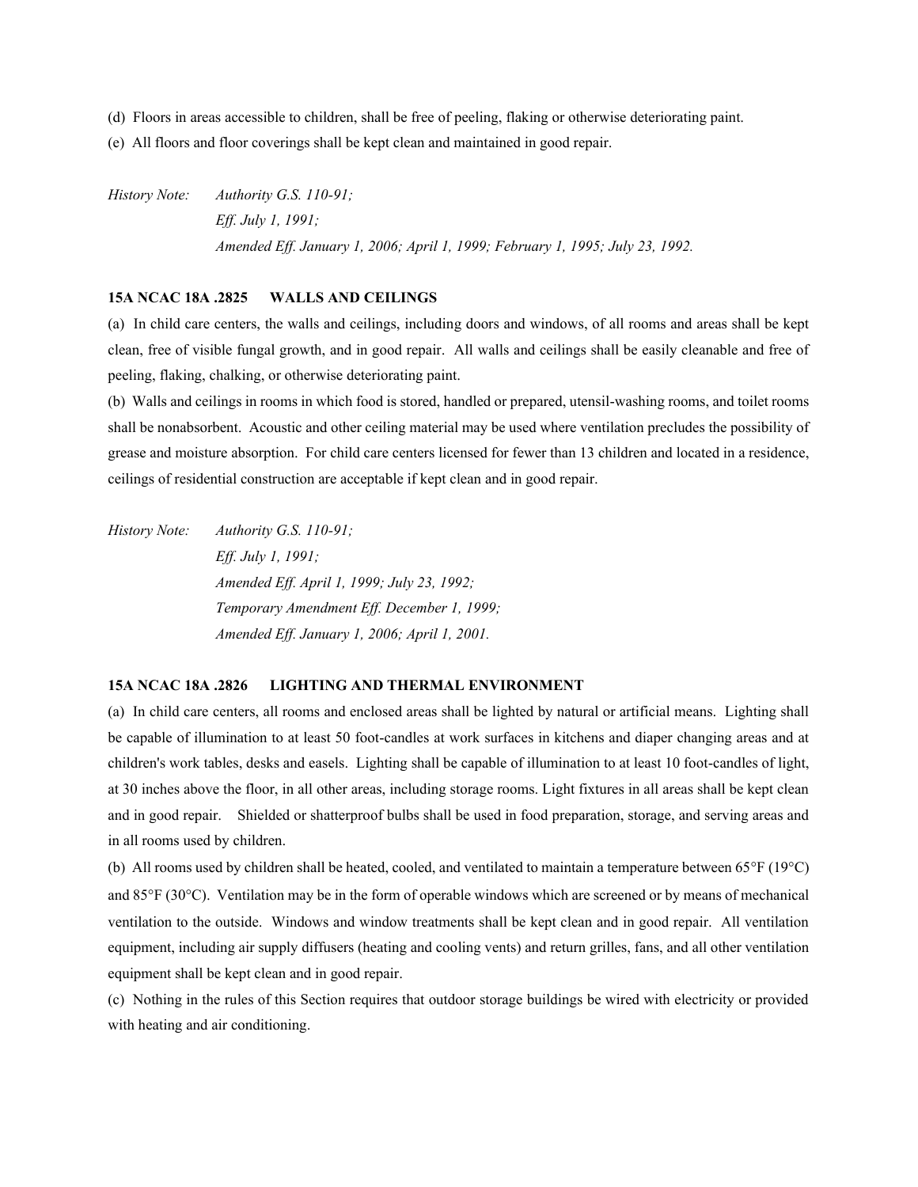(d) Floors in areas accessible to children, shall be free of peeling, flaking or otherwise deteriorating paint.

(e) All floors and floor coverings shall be kept clean and maintained in good repair.

*History Note: Authority G.S. 110-91;*
*Eff. July 1, 1991;*
*Amended Eff. January 1, 2006; April 1, 1999; February 1, 1995; July 23, 1992.*

**15A NCAC 18A .2825 WALLS AND CEILINGS**

(a) In child care centers, the walls and ceilings, including doors and windows, of all rooms and areas shall be kept clean, free of visible fungal growth, and in good repair. All walls and ceilings shall be easily cleanable and free of peeling, flaking, chalking, or otherwise deteriorating paint.

(b) Walls and ceilings in rooms in which food is stored, handled or prepared, utensil-washing rooms, and toilet rooms shall be nonabsorbent. Acoustic and other ceiling material may be used where ventilation precludes the possibility of grease and moisture absorption. For child care centers licensed for fewer than 13 children and located in a residence, ceilings of residential construction are acceptable if kept clean and in good repair.

*History Note: Authority G.S. 110-91;*
*Eff. July 1, 1991;*
*Amended Eff. April 1, 1999; July 23, 1992;*
*Temporary Amendment Eff. December 1, 1999;*
*Amended Eff. January 1, 2006; April 1, 2001.*

**15A NCAC 18A .2826 LIGHTING AND THERMAL ENVIRONMENT**

(a) In child care centers, all rooms and enclosed areas shall be lighted by natural or artificial means. Lighting shall be capable of illumination to at least 50 foot-candles at work surfaces in kitchens and diaper changing areas and at children's work tables, desks and easels. Lighting shall be capable of illumination to at least 10 foot-candles of light, at 30 inches above the floor, in all other areas, including storage rooms. Light fixtures in all areas shall be kept clean and in good repair. Shielded or shatterproof bulbs shall be used in food preparation, storage, and serving areas and in all rooms used by children.

(b) All rooms used by children shall be heated, cooled, and ventilated to maintain a temperature between 65°F (19°C) and 85°F (30°C). Ventilation may be in the form of operable windows which are screened or by means of mechanical ventilation to the outside. Windows and window treatments shall be kept clean and in good repair. All ventilation equipment, including air supply diffusers (heating and cooling vents) and return grilles, fans, and all other ventilation equipment shall be kept clean and in good repair.

(c) Nothing in the rules of this Section requires that outdoor storage buildings be wired with electricity or provided with heating and air conditioning.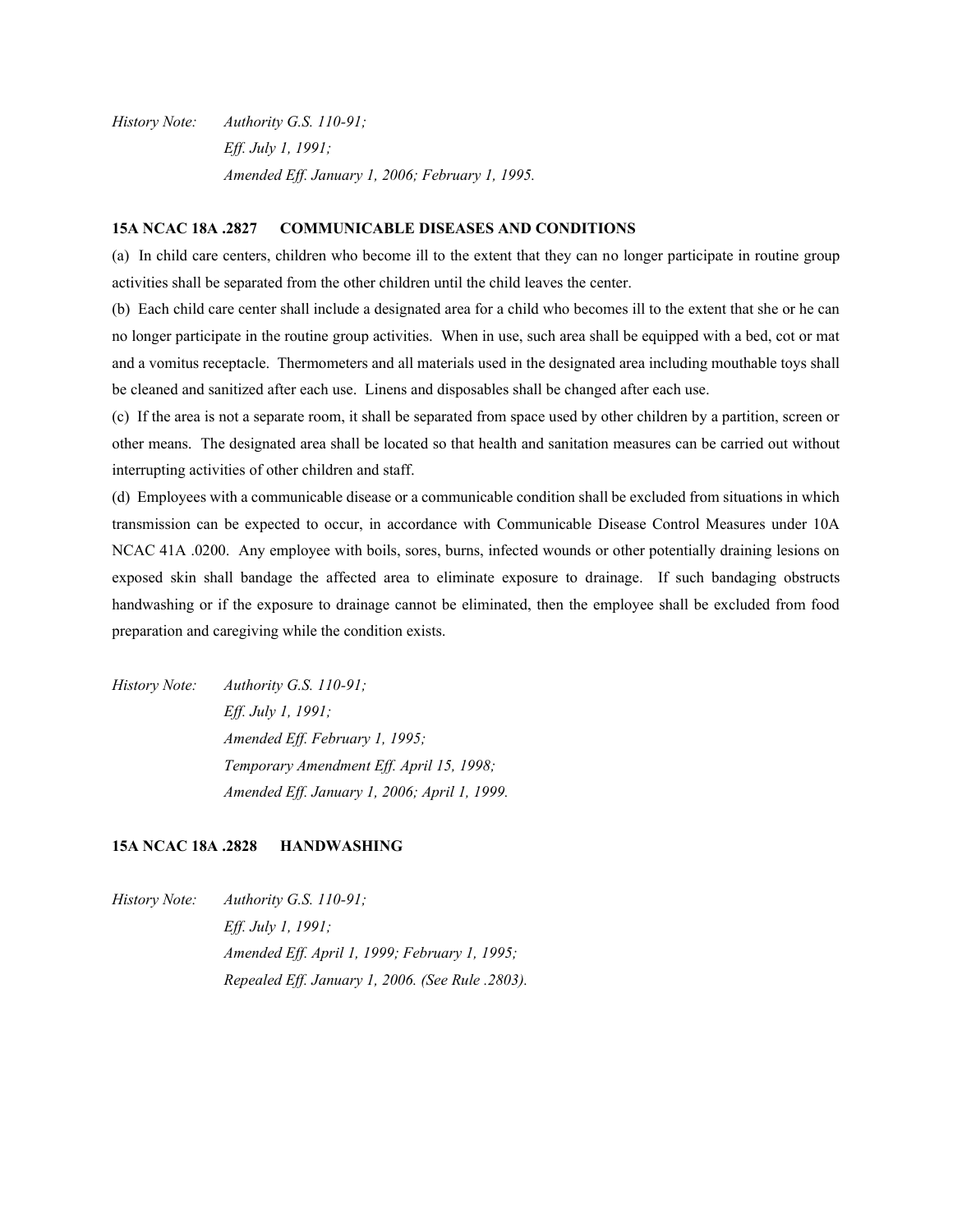*History Note: Authority G.S. 110-91;*
*Eff. July 1, 1991;*
*Amended Eff. January 1, 2006; February 1, 1995.*

**15A NCAC 18A .2827 COMMUNICABLE DISEASES AND CONDITIONS**

(a) In child care centers, children who become ill to the extent that they can no longer participate in routine group activities shall be separated from the other children until the child leaves the center.

(b) Each child care center shall include a designated area for a child who becomes ill to the extent that she or he can no longer participate in the routine group activities. When in use, such area shall be equipped with a bed, cot or mat and a vomitus receptacle. Thermometers and all materials used in the designated area including mouthable toys shall be cleaned and sanitized after each use. Linens and disposables shall be changed after each use.

(c) If the area is not a separate room, it shall be separated from space used by other children by a partition, screen or other means. The designated area shall be located so that health and sanitation measures can be carried out without interrupting activities of other children and staff.

(d) Employees with a communicable disease or a communicable condition shall be excluded from situations in which transmission can be expected to occur, in accordance with Communicable Disease Control Measures under 10A NCAC 41A .0200. Any employee with boils, sores, burns, infected wounds or other potentially draining lesions on exposed skin shall bandage the affected area to eliminate exposure to drainage. If such bandaging obstructs handwashing or if the exposure to drainage cannot be eliminated, then the employee shall be excluded from food preparation and caregiving while the condition exists.

*History Note: Authority G.S. 110-91;*
*Eff. July 1, 1991;*
*Amended Eff. February 1, 1995;*
*Temporary Amendment Eff. April 15, 1998;*
*Amended Eff. January 1, 2006; April 1, 1999.*

**15A NCAC 18A .2828 HANDWASHING**

*History Note: Authority G.S. 110-91;*
*Eff. July 1, 1991;*
*Amended Eff. April 1, 1999; February 1, 1995;*
*Repealed Eff. January 1, 2006. (See Rule .2803).*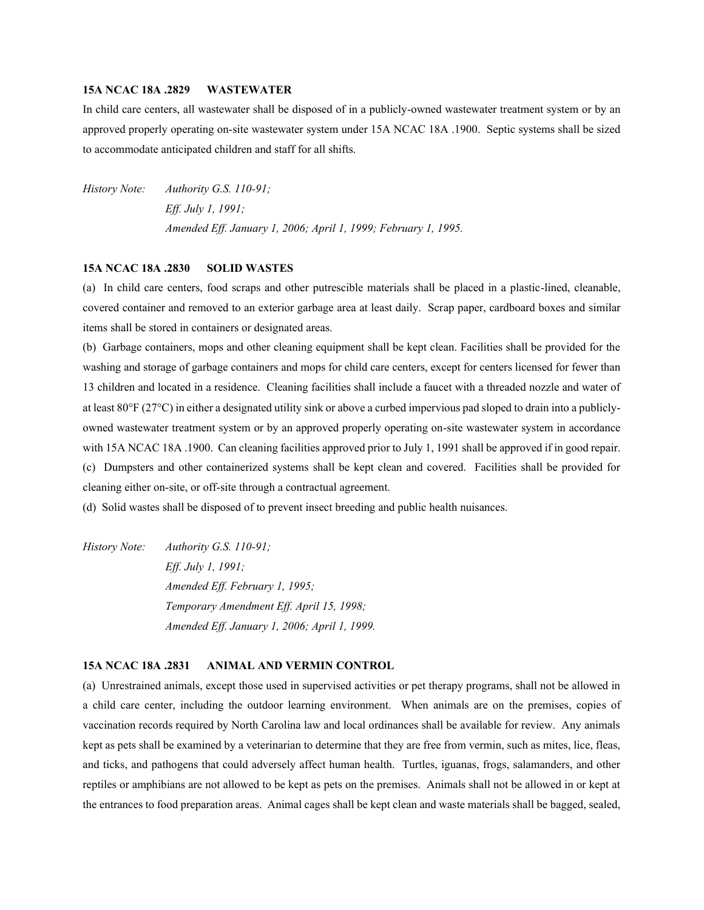**15A NCAC 18A .2829 WASTEWATER**

In child care centers, all wastewater shall be disposed of in a publicly-owned wastewater treatment system or by an approved properly operating on-site wastewater system under 15A NCAC 18A .1900. Septic systems shall be sized to accommodate anticipated children and staff for all shifts.

*History Note: Authority G.S. 110-91;*
*Eff. July 1, 1991;*
*Amended Eff. January 1, 2006; April 1, 1999; February 1, 1995.*

**15A NCAC 18A .2830 SOLID WASTES**

(a) In child care centers, food scraps and other putrescible materials shall be placed in a plastic-lined, cleanable, covered container and removed to an exterior garbage area at least daily. Scrap paper, cardboard boxes and similar items shall be stored in containers or designated areas.

(b) Garbage containers, mops and other cleaning equipment shall be kept clean. Facilities shall be provided for the washing and storage of garbage containers and mops for child care centers, except for centers licensed for fewer than 13 children and located in a residence. Cleaning facilities shall include a faucet with a threaded nozzle and water of at least 80°F (27°C) in either a designated utility sink or above a curbed impervious pad sloped to drain into a publicly-owned wastewater treatment system or by an approved properly operating on-site wastewater system in accordance with 15A NCAC 18A .1900. Can cleaning facilities approved prior to July 1, 1991 shall be approved if in good repair.

(c) Dumpsters and other containerized systems shall be kept clean and covered. Facilities shall be provided for cleaning either on-site, or off-site through a contractual agreement.

(d) Solid wastes shall be disposed of to prevent insect breeding and public health nuisances.

*History Note: Authority G.S. 110-91;*
*Eff. July 1, 1991;*
*Amended Eff. February 1, 1995;*
*Temporary Amendment Eff. April 15, 1998;*
*Amended Eff. January 1, 2006; April 1, 1999.*

**15A NCAC 18A .2831 ANIMAL AND VERMIN CONTROL**

(a) Unrestrained animals, except those used in supervised activities or pet therapy programs, shall not be allowed in a child care center, including the outdoor learning environment. When animals are on the premises, copies of vaccination records required by North Carolina law and local ordinances shall be available for review. Any animals kept as pets shall be examined by a veterinarian to determine that they are free from vermin, such as mites, lice, fleas, and ticks, and pathogens that could adversely affect human health. Turtles, iguanas, frogs, salamanders, and other reptiles or amphibians are not allowed to be kept as pets on the premises. Animals shall not be allowed in or kept at the entrances to food preparation areas. Animal cages shall be kept clean and waste materials shall be bagged, sealed,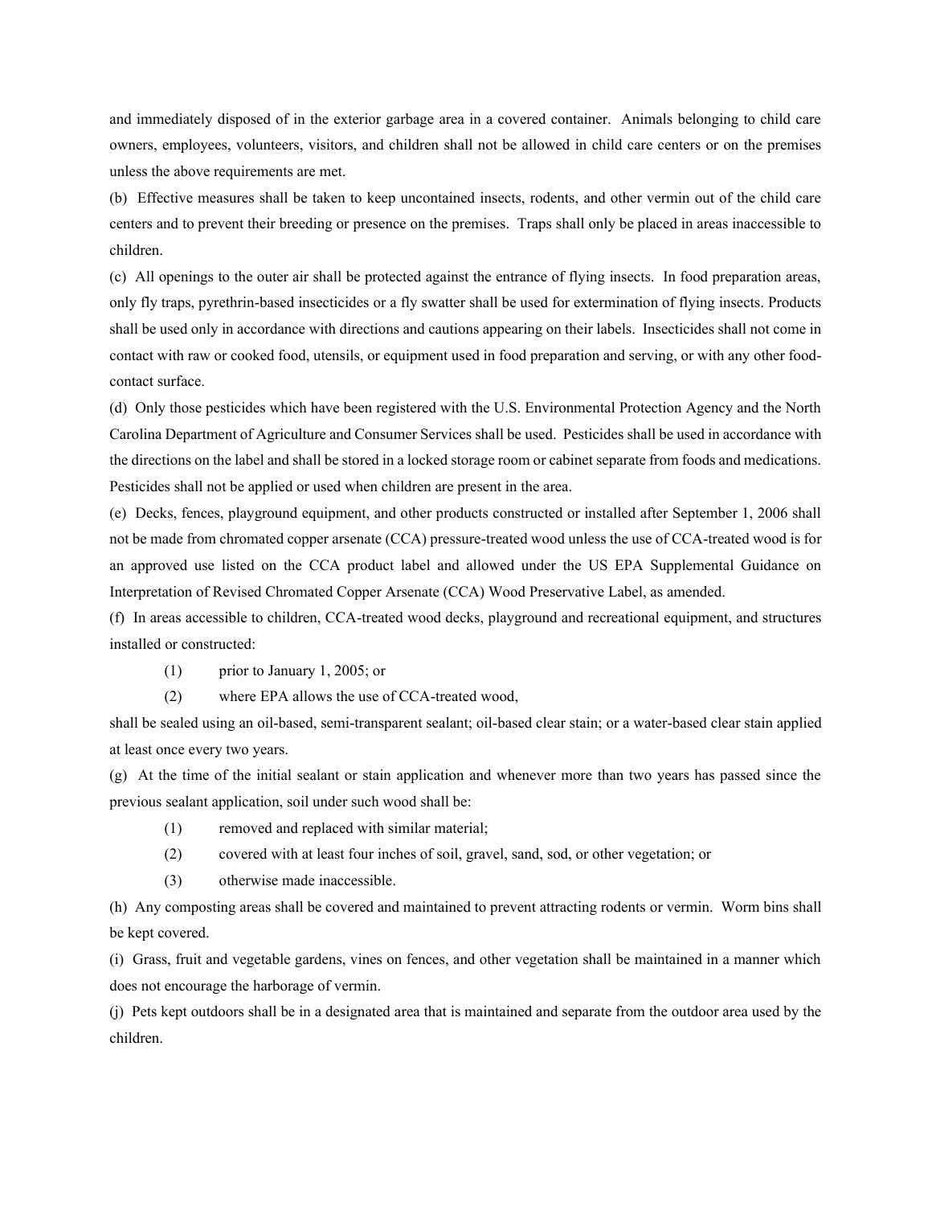and immediately disposed of in the exterior garbage area in a covered container. Animals belonging to child care owners, employees, volunteers, visitors, and children shall not be allowed in child care centers or on the premises unless the above requirements are met.

(b) Effective measures shall be taken to keep uncontained insects, rodents, and other vermin out of the child care centers and to prevent their breeding or presence on the premises. Traps shall only be placed in areas inaccessible to children.

(c) All openings to the outer air shall be protected against the entrance of flying insects. In food preparation areas, only fly traps, pyrethrin-based insecticides or a fly swatter shall be used for extermination of flying insects. Products shall be used only in accordance with directions and cautions appearing on their labels. Insecticides shall not come in contact with raw or cooked food, utensils, or equipment used in food preparation and serving, or with any other food-contact surface.

(d) Only those pesticides which have been registered with the U.S. Environmental Protection Agency and the North Carolina Department of Agriculture and Consumer Services shall be used. Pesticides shall be used in accordance with the directions on the label and shall be stored in a locked storage room or cabinet separate from foods and medications. Pesticides shall not be applied or used when children are present in the area.

(e) Decks, fences, playground equipment, and other products constructed or installed after September 1, 2006 shall not be made from chromated copper arsenate (CCA) pressure-treated wood unless the use of CCA-treated wood is for an approved use listed on the CCA product label and allowed under the US EPA Supplemental Guidance on Interpretation of Revised Chromated Copper Arsenate (CCA) Wood Preservative Label, as amended.

(f) In areas accessible to children, CCA-treated wood decks, playground and recreational equipment, and structures installed or constructed:

(1) prior to January 1, 2005; or

(2) where EPA allows the use of CCA-treated wood,

shall be sealed using an oil-based, semi-transparent sealant; oil-based clear stain; or a water-based clear stain applied at least once every two years.

(g) At the time of the initial sealant or stain application and whenever more than two years has passed since the previous sealant application, soil under such wood shall be:

(1) removed and replaced with similar material;

(2) covered with at least four inches of soil, gravel, sand, sod, or other vegetation; or

(3) otherwise made inaccessible.

(h) Any composting areas shall be covered and maintained to prevent attracting rodents or vermin. Worm bins shall be kept covered.

(i) Grass, fruit and vegetable gardens, vines on fences, and other vegetation shall be maintained in a manner which does not encourage the harborage of vermin.

(j) Pets kept outdoors shall be in a designated area that is maintained and separate from the outdoor area used by the children.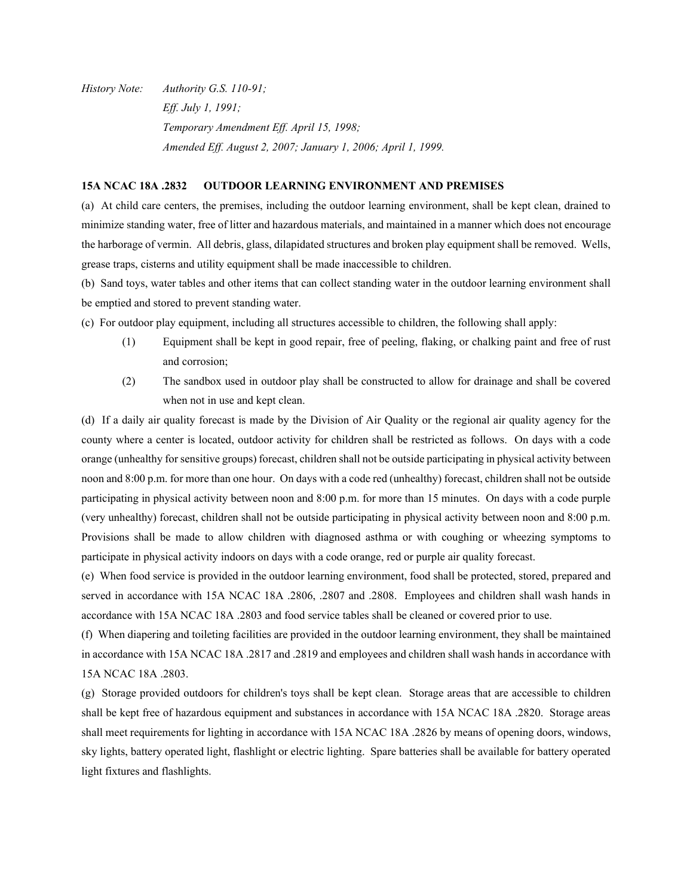*History Note: Authority G.S. 110-91;*
*Eff. July 1, 1991;*
*Temporary Amendment Eff. April 15, 1998;*
*Amended Eff. August 2, 2007; January 1, 2006; April 1, 1999.*

**15A NCAC 18A .2832 OUTDOOR LEARNING ENVIRONMENT AND PREMISES**

(a) At child care centers, the premises, including the outdoor learning environment, shall be kept clean, drained to minimize standing water, free of litter and hazardous materials, and maintained in a manner which does not encourage the harborage of vermin. All debris, glass, dilapidated structures and broken play equipment shall be removed. Wells, grease traps, cisterns and utility equipment shall be made inaccessible to children.

(b) Sand toys, water tables and other items that can collect standing water in the outdoor learning environment shall be emptied and stored to prevent standing water.

(c) For outdoor play equipment, including all structures accessible to children, the following shall apply:

(1) Equipment shall be kept in good repair, free of peeling, flaking, or chalking paint and free of rust and corrosion;

(2) The sandbox used in outdoor play shall be constructed to allow for drainage and shall be covered when not in use and kept clean.

(d) If a daily air quality forecast is made by the Division of Air Quality or the regional air quality agency for the county where a center is located, outdoor activity for children shall be restricted as follows. On days with a code orange (unhealthy for sensitive groups) forecast, children shall not be outside participating in physical activity between noon and 8:00 p.m. for more than one hour. On days with a code red (unhealthy) forecast, children shall not be outside participating in physical activity between noon and 8:00 p.m. for more than 15 minutes. On days with a code purple (very unhealthy) forecast, children shall not be outside participating in physical activity between noon and 8:00 p.m. Provisions shall be made to allow children with diagnosed asthma or with coughing or wheezing symptoms to participate in physical activity indoors on days with a code orange, red or purple air quality forecast.

(e) When food service is provided in the outdoor learning environment, food shall be protected, stored, prepared and served in accordance with 15A NCAC 18A .2806, .2807 and .2808. Employees and children shall wash hands in accordance with 15A NCAC 18A .2803 and food service tables shall be cleaned or covered prior to use.

(f) When diapering and toileting facilities are provided in the outdoor learning environment, they shall be maintained in accordance with 15A NCAC 18A .2817 and .2819 and employees and children shall wash hands in accordance with 15A NCAC 18A .2803.

(g) Storage provided outdoors for children's toys shall be kept clean. Storage areas that are accessible to children shall be kept free of hazardous equipment and substances in accordance with 15A NCAC 18A .2820. Storage areas shall meet requirements for lighting in accordance with 15A NCAC 18A .2826 by means of opening doors, windows, sky lights, battery operated light, flashlight or electric lighting. Spare batteries shall be available for battery operated light fixtures and flashlights.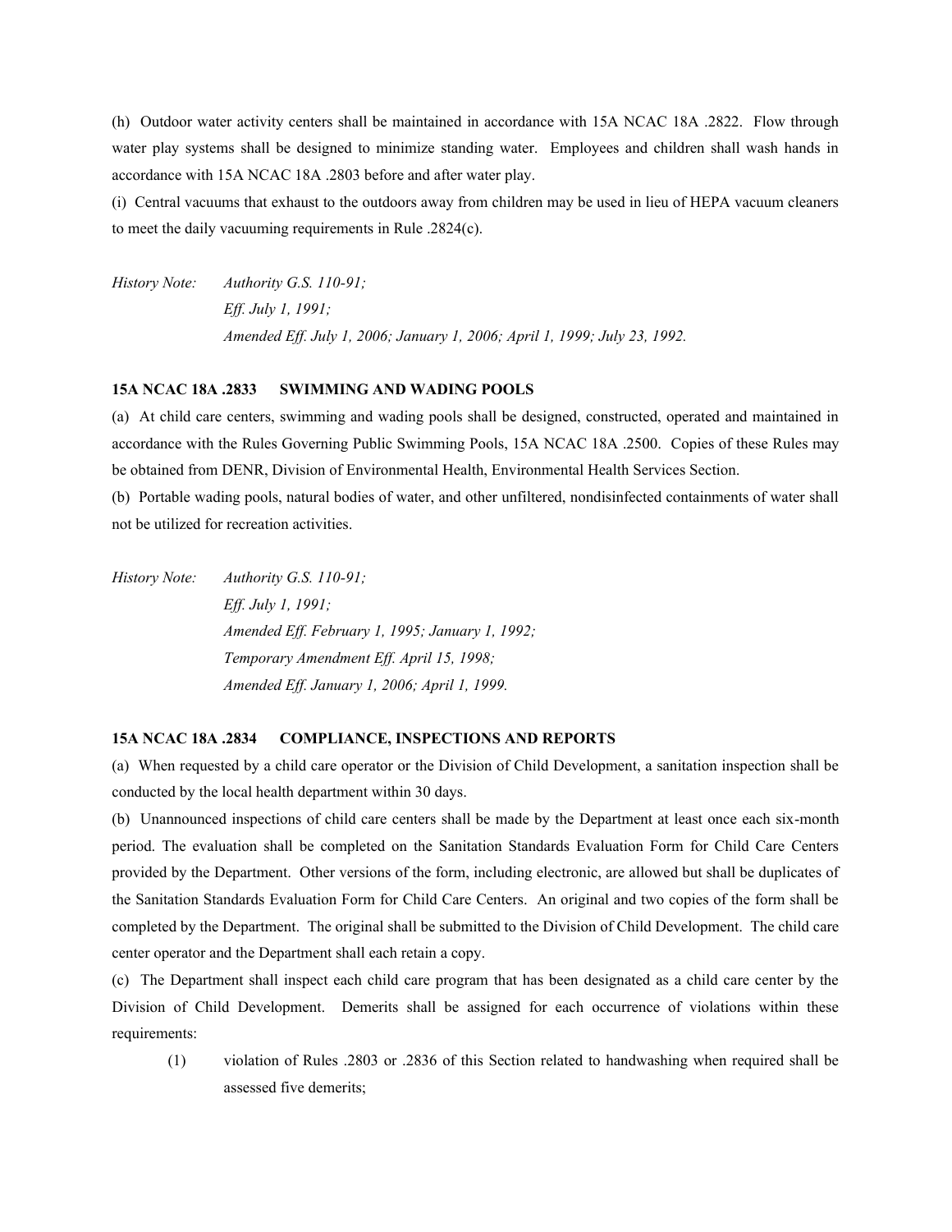(h) Outdoor water activity centers shall be maintained in accordance with 15A NCAC 18A .2822. Flow through water play systems shall be designed to minimize standing water. Employees and children shall wash hands in accordance with 15A NCAC 18A .2803 before and after water play.

(i) Central vacuums that exhaust to the outdoors away from children may be used in lieu of HEPA vacuum cleaners to meet the daily vacuuming requirements in Rule .2824(c).

*History Note: Authority G.S. 110-91;*
*Eff. July 1, 1991;*
*Amended Eff. July 1, 2006; January 1, 2006; April 1, 1999; July 23, 1992.*

**15A NCAC 18A .2833 SWIMMING AND WADING POOLS**

(a) At child care centers, swimming and wading pools shall be designed, constructed, operated and maintained in accordance with the Rules Governing Public Swimming Pools, 15A NCAC 18A .2500. Copies of these Rules may be obtained from DENR, Division of Environmental Health, Environmental Health Services Section.

(b) Portable wading pools, natural bodies of water, and other unfiltered, nondisinfected containments of water shall not be utilized for recreation activities.

*History Note: Authority G.S. 110-91;*
*Eff. July 1, 1991;*
*Amended Eff. February 1, 1995; January 1, 1992;*
*Temporary Amendment Eff. April 15, 1998;*
*Amended Eff. January 1, 2006; April 1, 1999.*

**15A NCAC 18A .2834 COMPLIANCE, INSPECTIONS AND REPORTS**

(a) When requested by a child care operator or the Division of Child Development, a sanitation inspection shall be conducted by the local health department within 30 days.

(b) Unannounced inspections of child care centers shall be made by the Department at least once each six-month period. The evaluation shall be completed on the Sanitation Standards Evaluation Form for Child Care Centers provided by the Department. Other versions of the form, including electronic, are allowed but shall be duplicates of the Sanitation Standards Evaluation Form for Child Care Centers. An original and two copies of the form shall be completed by the Department. The original shall be submitted to the Division of Child Development. The child care center operator and the Department shall each retain a copy.

(c) The Department shall inspect each child care program that has been designated as a child care center by the Division of Child Development. Demerits shall be assigned for each occurrence of violations within these requirements:

(1) violation of Rules .2803 or .2836 of this Section related to handwashing when required shall be assessed five demerits;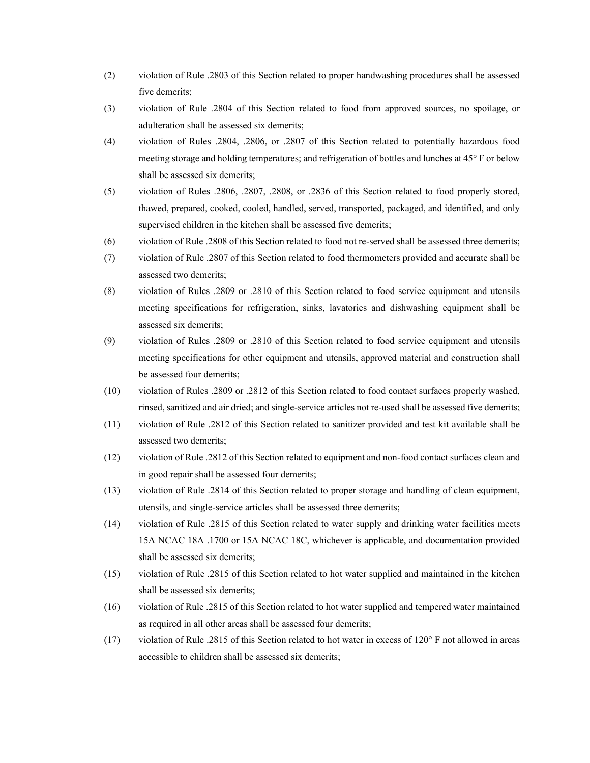(2) violation of Rule .2803 of this Section related to proper handwashing procedures shall be assessed five demerits;

(3) violation of Rule .2804 of this Section related to food from approved sources, no spoilage, or adulteration shall be assessed six demerits;

(4) violation of Rules .2804, .2806, or .2807 of this Section related to potentially hazardous food meeting storage and holding temperatures; and refrigeration of bottles and lunches at 45° F or below shall be assessed six demerits;

(5) violation of Rules .2806, .2807, .2808, or .2836 of this Section related to food properly stored, thawed, prepared, cooked, cooled, handled, served, transported, packaged, and identified, and only supervised children in the kitchen shall be assessed five demerits;

(6) violation of Rule .2808 of this Section related to food not re-served shall be assessed three demerits;

(7) violation of Rule .2807 of this Section related to food thermometers provided and accurate shall be assessed two demerits;

(8) violation of Rules .2809 or .2810 of this Section related to food service equipment and utensils meeting specifications for refrigeration, sinks, lavatories and dishwashing equipment shall be assessed six demerits;

(9) violation of Rules .2809 or .2810 of this Section related to food service equipment and utensils meeting specifications for other equipment and utensils, approved material and construction shall be assessed four demerits;

(10) violation of Rules .2809 or .2812 of this Section related to food contact surfaces properly washed, rinsed, sanitized and air dried; and single-service articles not re-used shall be assessed five demerits;

(11) violation of Rule .2812 of this Section related to sanitizer provided and test kit available shall be assessed two demerits;

(12) violation of Rule .2812 of this Section related to equipment and non-food contact surfaces clean and in good repair shall be assessed four demerits;

(13) violation of Rule .2814 of this Section related to proper storage and handling of clean equipment, utensils, and single-service articles shall be assessed three demerits;

(14) violation of Rule .2815 of this Section related to water supply and drinking water facilities meets 15A NCAC 18A .1700 or 15A NCAC 18C, whichever is applicable, and documentation provided shall be assessed six demerits;

(15) violation of Rule .2815 of this Section related to hot water supplied and maintained in the kitchen shall be assessed six demerits;

(16) violation of Rule .2815 of this Section related to hot water supplied and tempered water maintained as required in all other areas shall be assessed four demerits;

(17) violation of Rule .2815 of this Section related to hot water in excess of 120° F not allowed in areas accessible to children shall be assessed six demerits;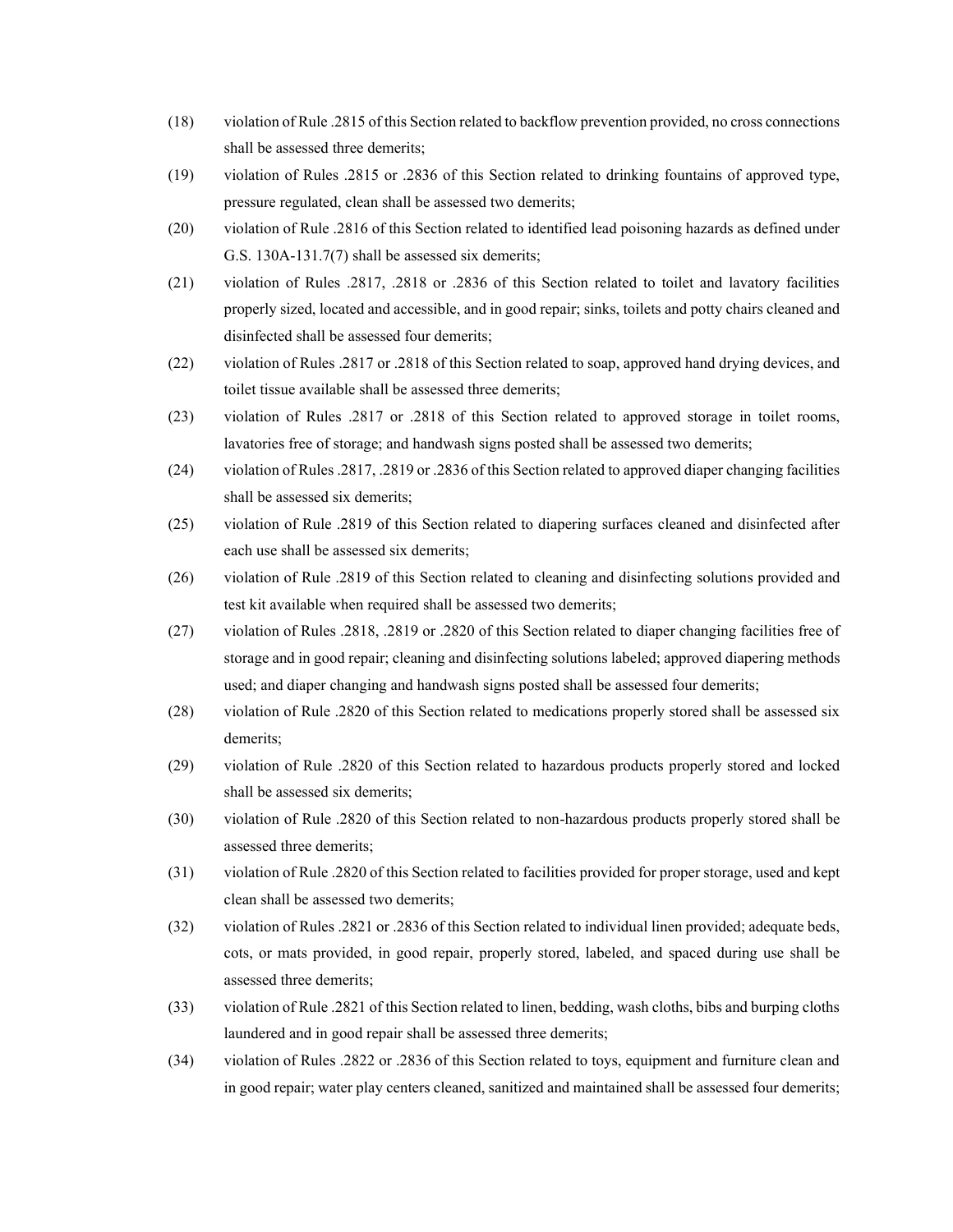(18) violation of Rule .2815 of this Section related to backflow prevention provided, no cross connections shall be assessed three demerits;

(19) violation of Rules .2815 or .2836 of this Section related to drinking fountains of approved type, pressure regulated, clean shall be assessed two demerits;

(20) violation of Rule .2816 of this Section related to identified lead poisoning hazards as defined under G.S. 130A-131.7(7) shall be assessed six demerits;

(21) violation of Rules .2817, .2818 or .2836 of this Section related to toilet and lavatory facilities properly sized, located and accessible, and in good repair; sinks, toilets and potty chairs cleaned and disinfected shall be assessed four demerits;

(22) violation of Rules .2817 or .2818 of this Section related to soap, approved hand drying devices, and toilet tissue available shall be assessed three demerits;

(23) violation of Rules .2817 or .2818 of this Section related to approved storage in toilet rooms, lavatories free of storage; and handwash signs posted shall be assessed two demerits;

(24) violation of Rules .2817, .2819 or .2836 of this Section related to approved diaper changing facilities shall be assessed six demerits;

(25) violation of Rule .2819 of this Section related to diapering surfaces cleaned and disinfected after each use shall be assessed six demerits;

(26) violation of Rule .2819 of this Section related to cleaning and disinfecting solutions provided and test kit available when required shall be assessed two demerits;

(27) violation of Rules .2818, .2819 or .2820 of this Section related to diaper changing facilities free of storage and in good repair; cleaning and disinfecting solutions labeled; approved diapering methods used; and diaper changing and handwash signs posted shall be assessed four demerits;

(28) violation of Rule .2820 of this Section related to medications properly stored shall be assessed six demerits;

(29) violation of Rule .2820 of this Section related to hazardous products properly stored and locked shall be assessed six demerits;

(30) violation of Rule .2820 of this Section related to non-hazardous products properly stored shall be assessed three demerits;

(31) violation of Rule .2820 of this Section related to facilities provided for proper storage, used and kept clean shall be assessed two demerits;

(32) violation of Rules .2821 or .2836 of this Section related to individual linen provided; adequate beds, cots, or mats provided, in good repair, properly stored, labeled, and spaced during use shall be assessed three demerits;

(33) violation of Rule .2821 of this Section related to linen, bedding, wash cloths, bibs and burping cloths laundered and in good repair shall be assessed three demerits;

(34) violation of Rules .2822 or .2836 of this Section related to toys, equipment and furniture clean and in good repair; water play centers cleaned, sanitized and maintained shall be assessed four demerits;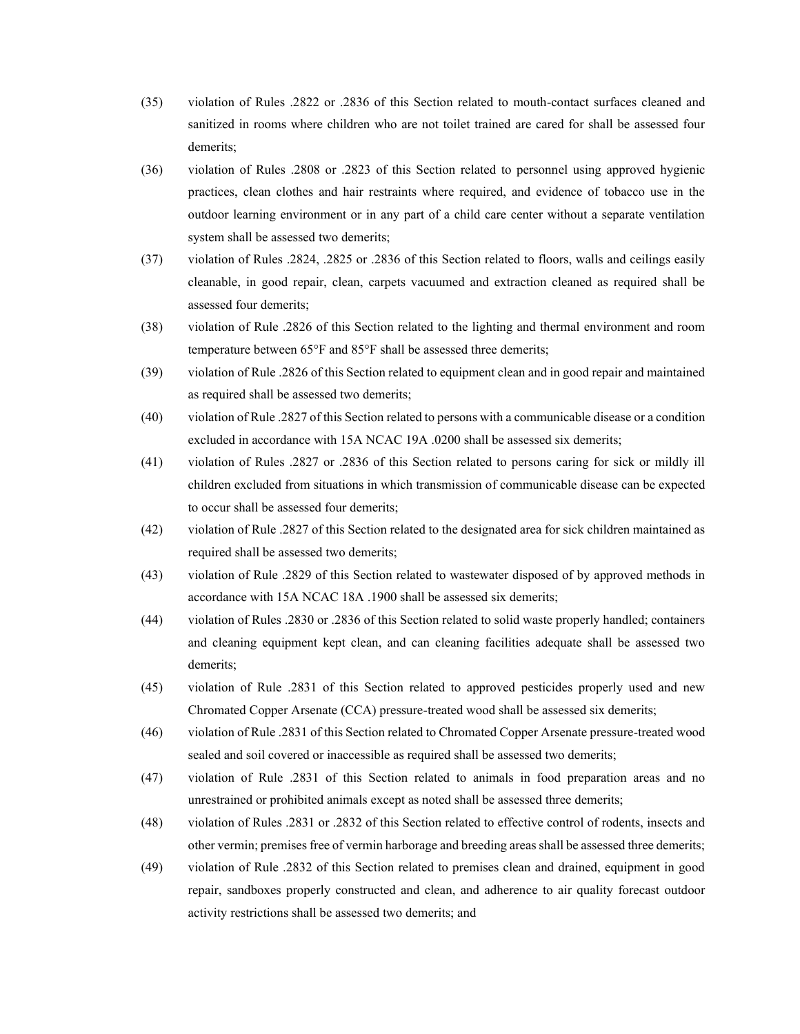(35) violation of Rules .2822 or .2836 of this Section related to mouth-contact surfaces cleaned and sanitized in rooms where children who are not toilet trained are cared for shall be assessed four demerits;

(36) violation of Rules .2808 or .2823 of this Section related to personnel using approved hygienic practices, clean clothes and hair restraints where required, and evidence of tobacco use in the outdoor learning environment or in any part of a child care center without a separate ventilation system shall be assessed two demerits;

(37) violation of Rules .2824, .2825 or .2836 of this Section related to floors, walls and ceilings easily cleanable, in good repair, clean, carpets vacuumed and extraction cleaned as required shall be assessed four demerits;

(38) violation of Rule .2826 of this Section related to the lighting and thermal environment and room temperature between 65°F and 85°F shall be assessed three demerits;

(39) violation of Rule .2826 of this Section related to equipment clean and in good repair and maintained as required shall be assessed two demerits;

(40) violation of Rule .2827 of this Section related to persons with a communicable disease or a condition excluded in accordance with 15A NCAC 19A .0200 shall be assessed six demerits;

(41) violation of Rules .2827 or .2836 of this Section related to persons caring for sick or mildly ill children excluded from situations in which transmission of communicable disease can be expected to occur shall be assessed four demerits;

(42) violation of Rule .2827 of this Section related to the designated area for sick children maintained as required shall be assessed two demerits;

(43) violation of Rule .2829 of this Section related to wastewater disposed of by approved methods in accordance with 15A NCAC 18A .1900 shall be assessed six demerits;

(44) violation of Rules .2830 or .2836 of this Section related to solid waste properly handled; containers and cleaning equipment kept clean, and can cleaning facilities adequate shall be assessed two demerits;

(45) violation of Rule .2831 of this Section related to approved pesticides properly used and new Chromated Copper Arsenate (CCA) pressure-treated wood shall be assessed six demerits;

(46) violation of Rule .2831 of this Section related to Chromated Copper Arsenate pressure-treated wood sealed and soil covered or inaccessible as required shall be assessed two demerits;

(47) violation of Rule .2831 of this Section related to animals in food preparation areas and no unrestrained or prohibited animals except as noted shall be assessed three demerits;

(48) violation of Rules .2831 or .2832 of this Section related to effective control of rodents, insects and other vermin; premises free of vermin harborage and breeding areas shall be assessed three demerits;

(49) violation of Rule .2832 of this Section related to premises clean and drained, equipment in good repair, sandboxes properly constructed and clean, and adherence to air quality forecast outdoor activity restrictions shall be assessed two demerits; and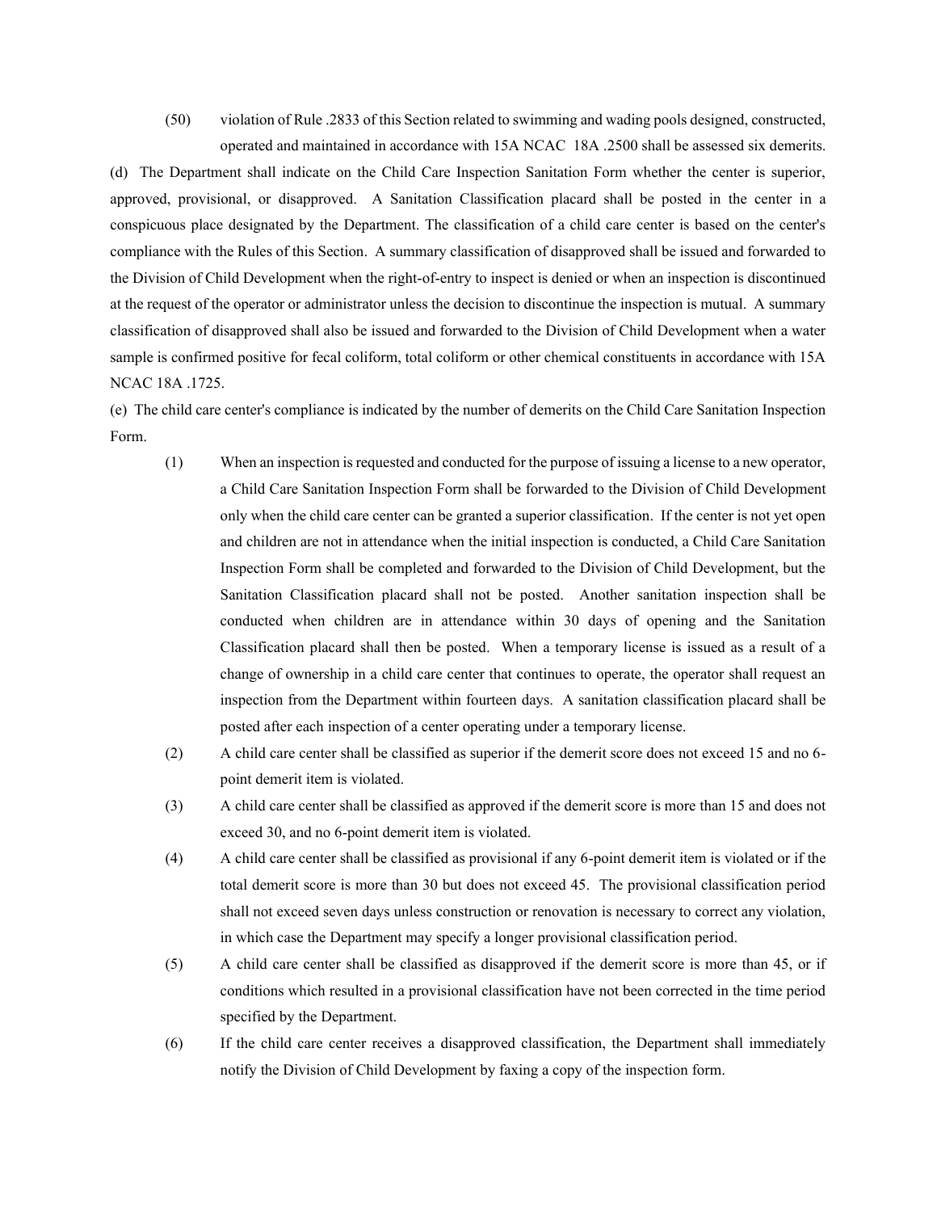(50) violation of Rule .2833 of this Section related to swimming and wading pools designed, constructed, operated and maintained in accordance with 15A NCAC 18A .2500 shall be assessed six demerits.

(d) The Department shall indicate on the Child Care Inspection Sanitation Form whether the center is superior, approved, provisional, or disapproved. A Sanitation Classification placard shall be posted in the center in a conspicuous place designated by the Department. The classification of a child care center is based on the center's compliance with the Rules of this Section. A summary classification of disapproved shall be issued and forwarded to the Division of Child Development when the right-of-entry to inspect is denied or when an inspection is discontinued at the request of the operator or administrator unless the decision to discontinue the inspection is mutual. A summary classification of disapproved shall also be issued and forwarded to the Division of Child Development when a water sample is confirmed positive for fecal coliform, total coliform or other chemical constituents in accordance with 15A NCAC 18A .1725.

(e) The child care center's compliance is indicated by the number of demerits on the Child Care Sanitation Inspection Form.

(1) When an inspection is requested and conducted for the purpose of issuing a license to a new operator, a Child Care Sanitation Inspection Form shall be forwarded to the Division of Child Development only when the child care center can be granted a superior classification. If the center is not yet open and children are not in attendance when the initial inspection is conducted, a Child Care Sanitation Inspection Form shall be completed and forwarded to the Division of Child Development, but the Sanitation Classification placard shall not be posted. Another sanitation inspection shall be conducted when children are in attendance within 30 days of opening and the Sanitation Classification placard shall then be posted. When a temporary license is issued as a result of a change of ownership in a child care center that continues to operate, the operator shall request an inspection from the Department within fourteen days. A sanitation classification placard shall be posted after each inspection of a center operating under a temporary license.

(2) A child care center shall be classified as superior if the demerit score does not exceed 15 and no 6-point demerit item is violated.

(3) A child care center shall be classified as approved if the demerit score is more than 15 and does not exceed 30, and no 6-point demerit item is violated.

(4) A child care center shall be classified as provisional if any 6-point demerit item is violated or if the total demerit score is more than 30 but does not exceed 45. The provisional classification period shall not exceed seven days unless construction or renovation is necessary to correct any violation, in which case the Department may specify a longer provisional classification period.

(5) A child care center shall be classified as disapproved if the demerit score is more than 45, or if conditions which resulted in a provisional classification have not been corrected in the time period specified by the Department.

(6) If the child care center receives a disapproved classification, the Department shall immediately notify the Division of Child Development by faxing a copy of the inspection form.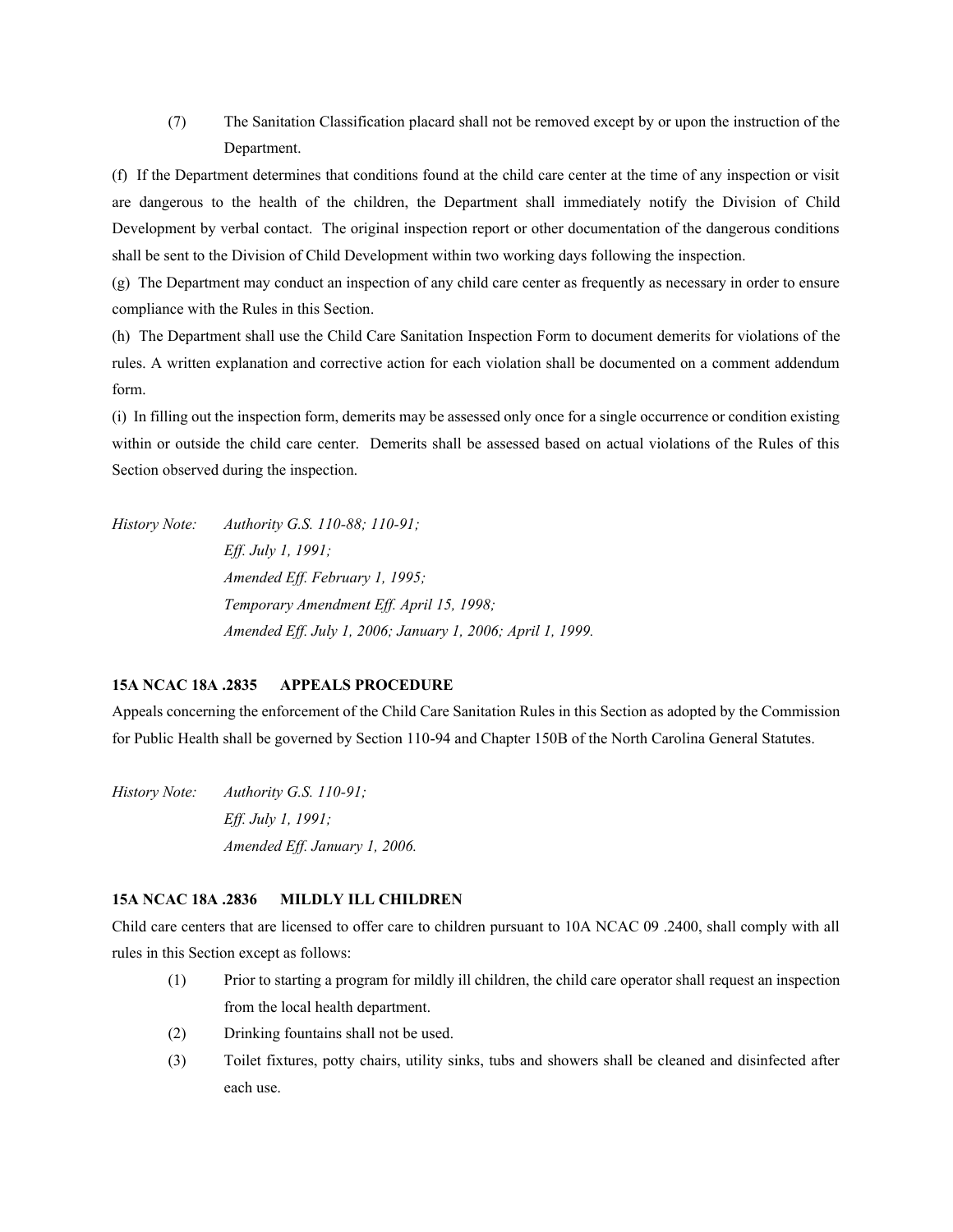(7) The Sanitation Classification placard shall not be removed except by or upon the instruction of the Department.

(f) If the Department determines that conditions found at the child care center at the time of any inspection or visit are dangerous to the health of the children, the Department shall immediately notify the Division of Child Development by verbal contact. The original inspection report or other documentation of the dangerous conditions shall be sent to the Division of Child Development within two working days following the inspection.

(g) The Department may conduct an inspection of any child care center as frequently as necessary in order to ensure compliance with the Rules in this Section.

(h) The Department shall use the Child Care Sanitation Inspection Form to document demerits for violations of the rules. A written explanation and corrective action for each violation shall be documented on a comment addendum form.

(i) In filling out the inspection form, demerits may be assessed only once for a single occurrence or condition existing within or outside the child care center. Demerits shall be assessed based on actual violations of the Rules of this Section observed during the inspection.

*History Note: Authority G.S. 110-88; 110-91;*
*Eff. July 1, 1991;*
*Amended Eff. February 1, 1995;*
*Temporary Amendment Eff. April 15, 1998;*
*Amended Eff. July 1, 2006; January 1, 2006; April 1, 1999.*

**15A NCAC 18A .2835 APPEALS PROCEDURE**

Appeals concerning the enforcement of the Child Care Sanitation Rules in this Section as adopted by the Commission for Public Health shall be governed by Section 110-94 and Chapter 150B of the North Carolina General Statutes.

*History Note: Authority G.S. 110-91;*
*Eff. July 1, 1991;*
*Amended Eff. January 1, 2006.*

**15A NCAC 18A .2836 MILDLY ILL CHILDREN**

Child care centers that are licensed to offer care to children pursuant to 10A NCAC 09 .2400, shall comply with all rules in this Section except as follows:

(1) Prior to starting a program for mildly ill children, the child care operator shall request an inspection from the local health department.

(2) Drinking fountains shall not be used.

(3) Toilet fixtures, potty chairs, utility sinks, tubs and showers shall be cleaned and disinfected after each use.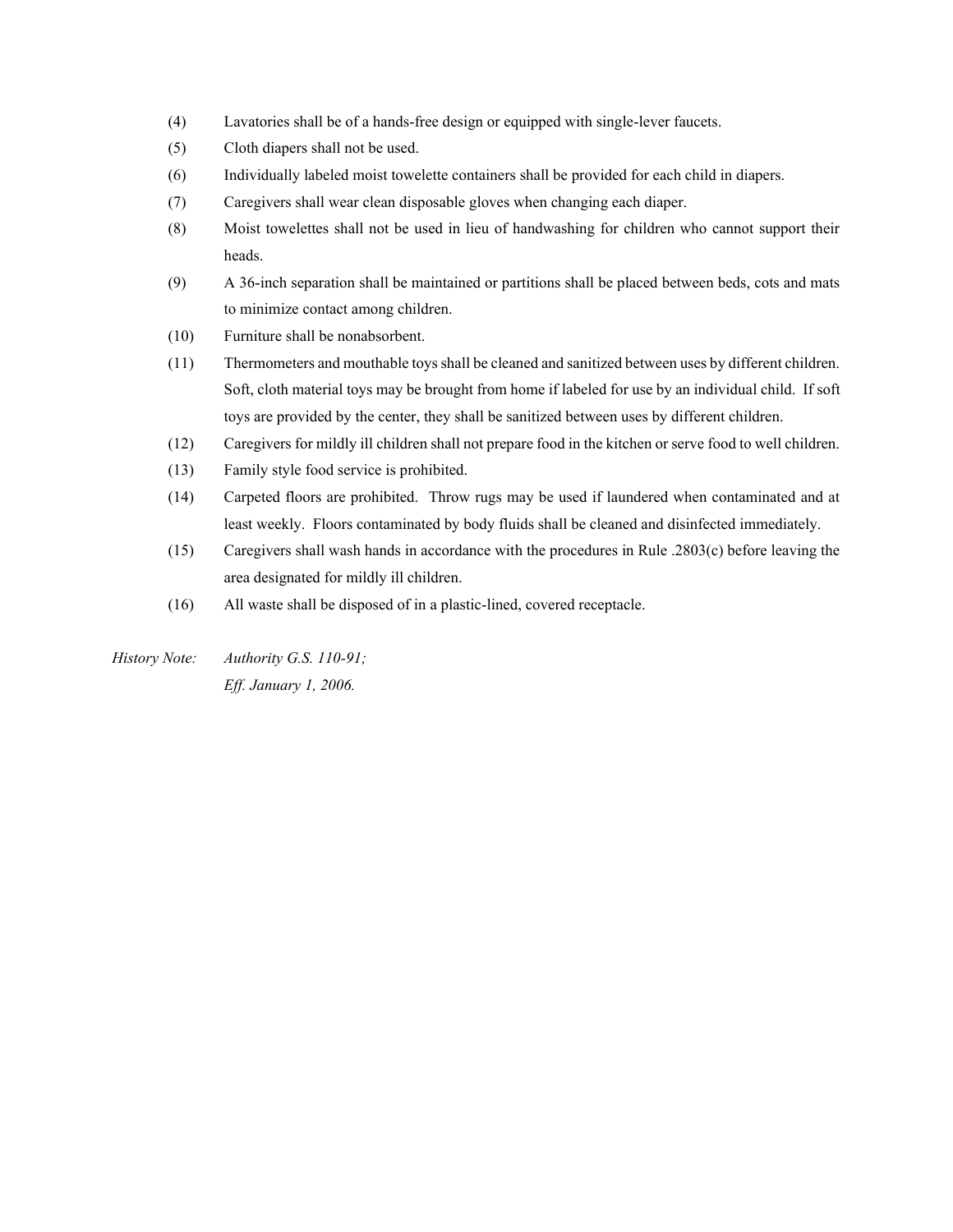(4) Lavatories shall be of a hands-free design or equipped with single-lever faucets.

(5) Cloth diapers shall not be used.

(6) Individually labeled moist towelette containers shall be provided for each child in diapers.

(7) Caregivers shall wear clean disposable gloves when changing each diaper.

(8) Moist towelettes shall not be used in lieu of handwashing for children who cannot support their heads.

(9) A 36-inch separation shall be maintained or partitions shall be placed between beds, cots and mats to minimize contact among children.

(10) Furniture shall be nonabsorbent.

(11) Thermometers and mouthable toys shall be cleaned and sanitized between uses by different children. Soft, cloth material toys may be brought from home if labeled for use by an individual child. If soft toys are provided by the center, they shall be sanitized between uses by different children.

(12) Caregivers for mildly ill children shall not prepare food in the kitchen or serve food to well children.

(13) Family style food service is prohibited.

(14) Carpeted floors are prohibited. Throw rugs may be used if laundered when contaminated and at least weekly. Floors contaminated by body fluids shall be cleaned and disinfected immediately.

(15) Caregivers shall wash hands in accordance with the procedures in Rule .2803(c) before leaving the area designated for mildly ill children.

(16) All waste shall be disposed of in a plastic-lined, covered receptacle.

*History Note: Authority G.S. 110-91;*
*Eff. January 1, 2006.*